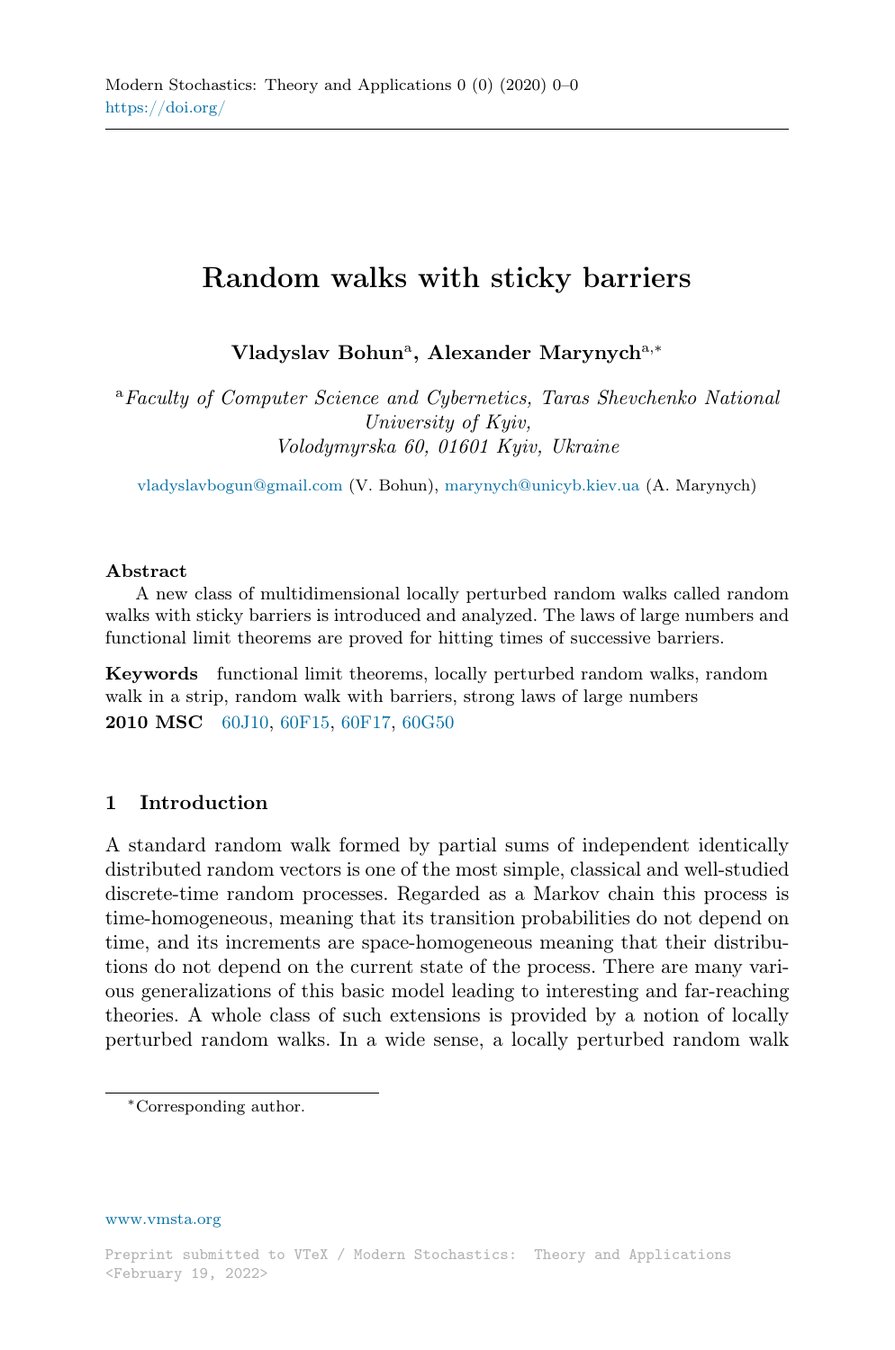# Random walks with sticky barriers

**Vladyslav Bohun**[a], **Alexander Marynych**[a,*]

[a] *Faculty of Computer Science and Cybernetics, Taras Shevchenko National University of Kyiv, Volodymyrska 60, 01601 Kyiv, Ukraine*

vladyslavbogun@gmail.com (V. Bohun), marynych@unicyb.kiev.ua (A. Marynych)

**Abstract**

A new class of multidimensional locally perturbed random walks called random walks with sticky barriers is introduced and analyzed. The laws of large numbers and functional limit theorems are proved for hitting times of successive barriers.

**Keywords** functional limit theorems, locally perturbed random walks, random walk in a strip, random walk with barriers, strong laws of large numbers

**2010 MSC** 60J10, 60F15, 60F17, 60G50

## 1 Introduction

A standard random walk formed by partial sums of independent identically distributed random vectors is one of the most simple, classical and well-studied discrete-time random processes. Regarded as a Markov chain this process is time-homogeneous, meaning that its transition probabilities do not depend on time, and its increments are space-homogeneous meaning that their distributions do not depend on the current state of the process. There are many various generalizations of this basic model leading to interesting and far-reaching theories. A whole class of such extensions is provided by a notion of locally perturbed random walks. In a wide sense, a locally perturbed random walk

---

*Corresponding author.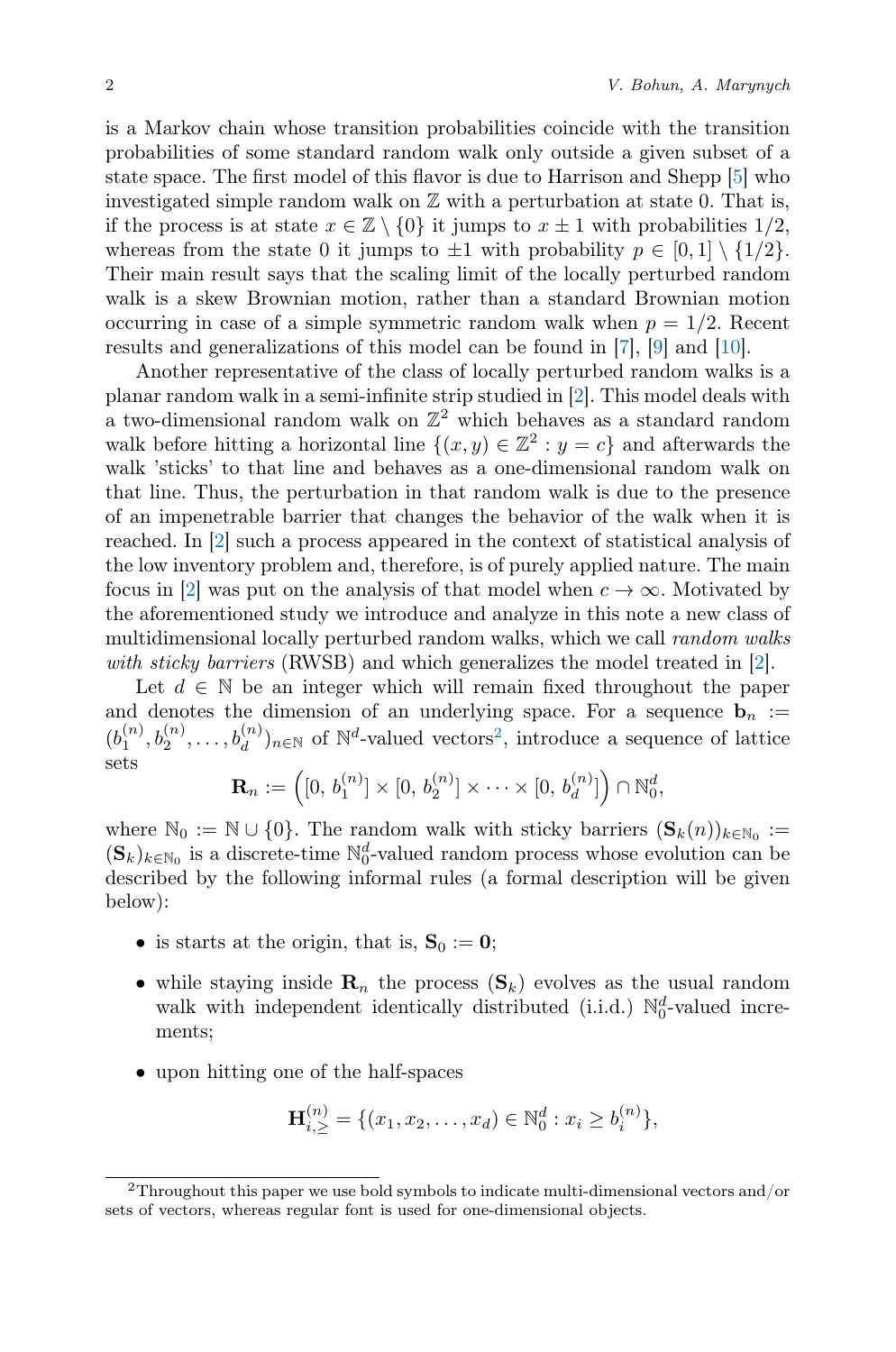is a Markov chain whose transition probabilities coincide with the transition probabilities of some standard random walk only outside a given subset of a state space. The first model of this flavor is due to Harrison and Shepp [5] who investigated simple random walk on $\mathbb{Z}$ with a perturbation at state 0. That is, if the process is at state $x \in \mathbb{Z} \setminus \{0\}$ it jumps to $x \pm 1$ with probabilities $1/2$, whereas from the state 0 it jumps to $\pm 1$ with probability $p \in [0, 1] \setminus \{1/2\}$. Their main result says that the scaling limit of the locally perturbed random walk is a skew Brownian motion, rather than a standard Brownian motion occurring in case of a simple symmetric random walk when $p = 1/2$. Recent results and generalizations of this model can be found in [7], [9] and [10].

Another representative of the class of locally perturbed random walks is a planar random walk in a semi-infinite strip studied in [2]. This model deals with a two-dimensional random walk on $\mathbb{Z}^2$ which behaves as a standard random walk before hitting a horizontal line $\{(x, y) \in \mathbb{Z}^2 : y = c\}$ and afterwards the walk 'sticks' to that line and behaves as a one-dimensional random walk on that line. Thus, the perturbation in that random walk is due to the presence of an impenetrable barrier that changes the behavior of the walk when it is reached. In [2] such a process appeared in the context of statistical analysis of the low inventory problem and, therefore, is of purely applied nature. The main focus in [2] was put on the analysis of that model when $c \to \infty$. Motivated by the aforementioned study we introduce and analyze in this note a new class of multidimensional locally perturbed random walks, which we call *random walks with sticky barriers* (RWSB) and which generalizes the model treated in [2].

Let $d \in \mathbb{N}$ be an integer which will remain fixed throughout the paper and denotes the dimension of an underlying space. For a sequence $\mathbf{b}_n := (b_1^{(n)}, b_2^{(n)}, \dots, b_d^{(n)})_{n\in\mathbb{N}}$ of $\mathbb{N}^d$-valued vectors[2], introduce a sequence of lattice sets

$$\mathbf{R}_n := \left([0,\, b_1^{(n)}] \times [0,\, b_2^{(n)}] \times \cdots \times [0,\, b_d^{(n)}]\right) \cap \mathbb{N}_0^d,$$

where $\mathbb{N}_0 := \mathbb{N} \cup \{0\}$. The random walk with sticky barriers $(\mathbf{S}_k(n))_{k\in\mathbb{N}_0} := (\mathbf{S}_k)_{k\in\mathbb{N}_0}$ is a discrete-time $\mathbb{N}_0^d$-valued random process whose evolution can be described by the following informal rules (a formal description will be given below):

- is starts at the origin, that is, $\mathbf{S}_0 := \mathbf{0}$;
- while staying inside $\mathbf{R}_n$ the process $(\mathbf{S}_k)$ evolves as the usual random walk with independent identically distributed (i.i.d.) $\mathbb{N}_0^d$-valued increments;
- upon hitting one of the half-spaces

$$\mathbf{H}_{i,\geq}^{(n)} = \{(x_1, x_2, \dots, x_d) \in \mathbb{N}_0^d : x_i \geq b_i^{(n)}\},$$

[2] Throughout this paper we use bold symbols to indicate multi-dimensional vectors and/or sets of vectors, whereas regular font is used for one-dimensional objects.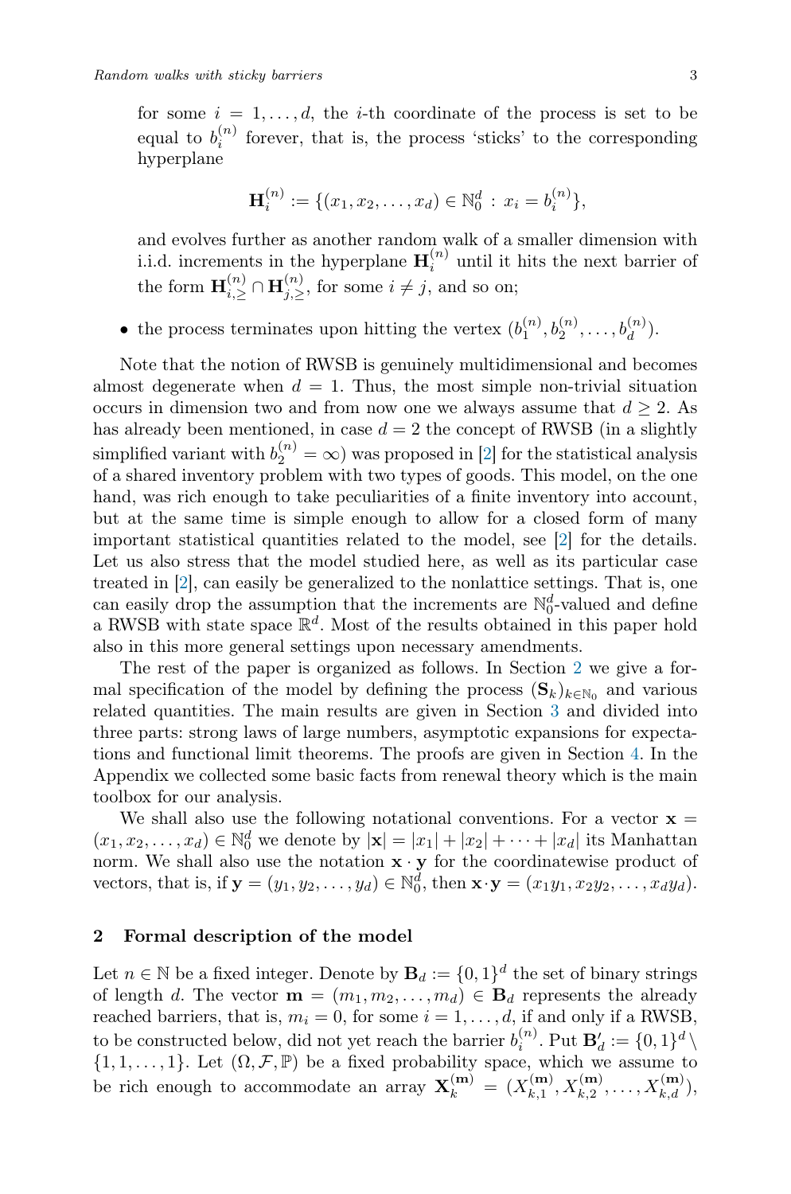for some $i = 1, \ldots, d$, the $i$-th coordinate of the process is set to be equal to $b_i^{(n)}$ forever, that is, the process 'sticks' to the corresponding hyperplane

$$\mathbf{H}_i^{(n)} := \{(x_1, x_2, \ldots, x_d) \in \mathbb{N}_0^d : x_i = b_i^{(n)}\},$$

and evolves further as another random walk of a smaller dimension with i.i.d. increments in the hyperplane $\mathbf{H}_i^{(n)}$ until it hits the next barrier of the form $\mathbf{H}_{i,\geq}^{(n)} \cap \mathbf{H}_{j,\geq}^{(n)}$, for some $i \neq j$, and so on;

- the process terminates upon hitting the vertex $(b_1^{(n)}, b_2^{(n)}, \ldots, b_d^{(n)})$.

Note that the notion of RWSB is genuinely multidimensional and becomes almost degenerate when $d = 1$. Thus, the most simple non-trivial situation occurs in dimension two and from now one we always assume that $d \geq 2$. As has already been mentioned, in case $d = 2$ the concept of RWSB (in a slightly simplified variant with $b_2^{(n)} = \infty$) was proposed in [2] for the statistical analysis of a shared inventory problem with two types of goods. This model, on the one hand, was rich enough to take peculiarities of a finite inventory into account, but at the same time is simple enough to allow for a closed form of many important statistical quantities related to the model, see [2] for the details. Let us also stress that the model studied here, as well as its particular case treated in [2], can easily be generalized to the nonlattice settings. That is, one can easily drop the assumption that the increments are $\mathbb{N}_0^d$-valued and define a RWSB with state space $\mathbb{R}^d$. Most of the results obtained in this paper hold also in this more general settings upon necessary amendments.

The rest of the paper is organized as follows. In Section 2 we give a formal specification of the model by defining the process $(\mathbf{S}_k)_{k \in \mathbb{N}_0}$ and various related quantities. The main results are given in Section 3 and divided into three parts: strong laws of large numbers, asymptotic expansions for expectations and functional limit theorems. The proofs are given in Section 4. In the Appendix we collected some basic facts from renewal theory which is the main toolbox for our analysis.

We shall also use the following notational conventions. For a vector $\mathbf{x} = (x_1, x_2, \ldots, x_d) \in \mathbb{N}_0^d$ we denote by $|\mathbf{x}| = |x_1| + |x_2| + \cdots + |x_d|$ its Manhattan norm. We shall also use the notation $\mathbf{x} \cdot \mathbf{y}$ for the coordinatewise product of vectors, that is, if $\mathbf{y} = (y_1, y_2, \ldots, y_d) \in \mathbb{N}_0^d$, then $\mathbf{x} \cdot \mathbf{y} = (x_1 y_1, x_2 y_2, \ldots, x_d y_d)$.

## 2 Formal description of the model

Let $n \in \mathbb{N}$ be a fixed integer. Denote by $\mathbf{B}_d := \{0, 1\}^d$ the set of binary strings of length $d$. The vector $\mathbf{m} = (m_1, m_2, \ldots, m_d) \in \mathbf{B}_d$ represents the already reached barriers, that is, $m_i = 0$, for some $i = 1, \ldots, d$, if and only if a RWSB, to be constructed below, did not yet reach the barrier $b_i^{(n)}$. Put $\mathbf{B}'_d := \{0, 1\}^d \setminus \{1, 1, \ldots, 1\}$. Let $(\Omega, \mathcal{F}, \mathbb{P})$ be a fixed probability space, which we assume to be rich enough to accommodate an array $\mathbf{X}_k^{(\mathbf{m})} = (X_{k,1}^{(\mathbf{m})}, X_{k,2}^{(\mathbf{m})}, \ldots, X_{k,d}^{(\mathbf{m})})$,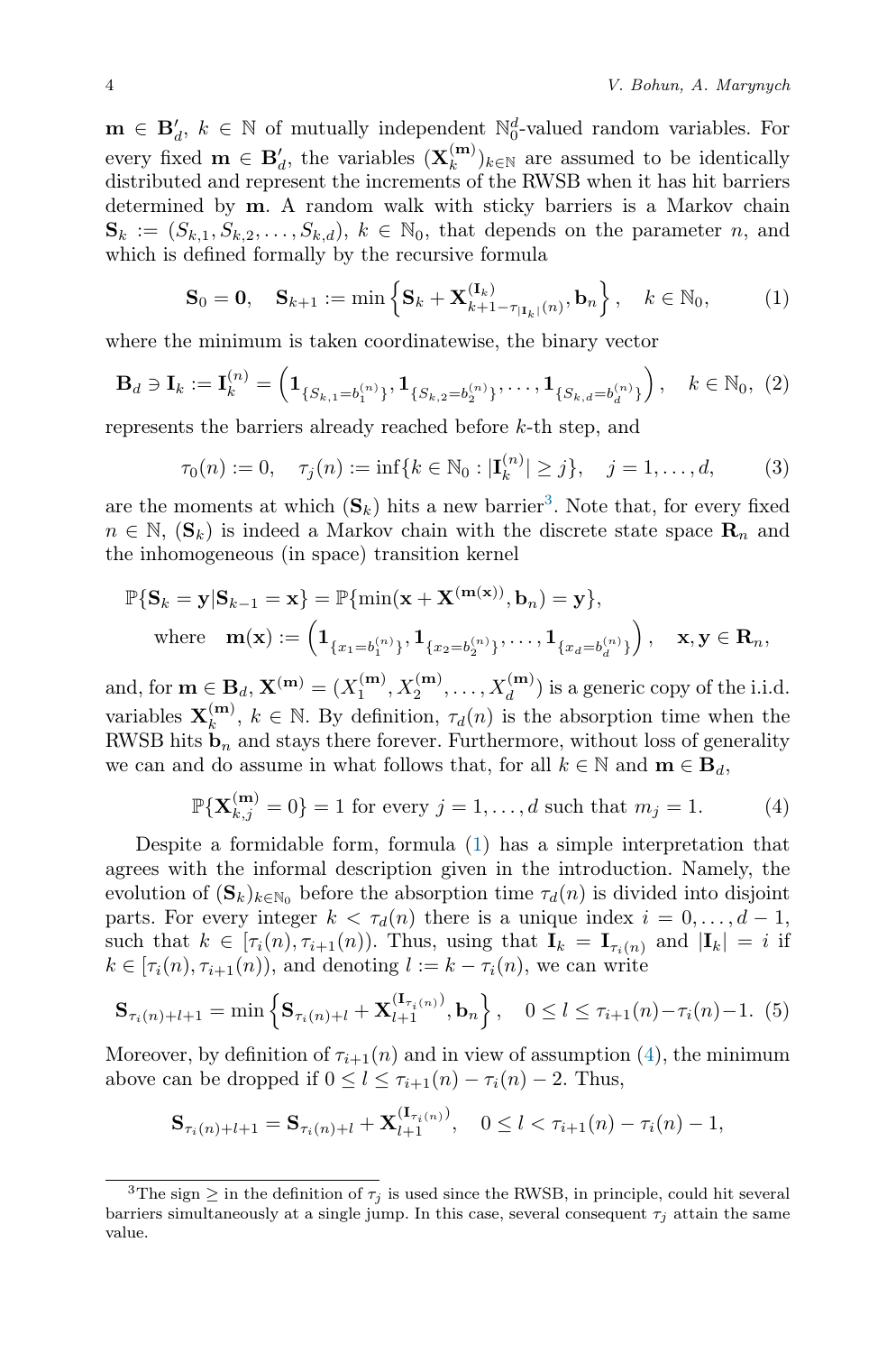$\mathbf{m} \in \mathbf{B}'_d$, $k \in \mathbb{N}$ of mutually independent $\mathbb{N}_0^d$-valued random variables. For every fixed $\mathbf{m} \in \mathbf{B}'_d$, the variables $(\mathbf{X}_k^{(\mathbf{m})})_{k\in\mathbb{N}}$ are assumed to be identically distributed and represent the increments of the RWSB when it has hit barriers determined by $\mathbf{m}$. A random walk with sticky barriers is a Markov chain $\mathbf{S}_k := (S_{k,1}, S_{k,2}, \ldots, S_{k,d})$, $k \in \mathbb{N}_0$, that depends on the parameter $n$, and which is defined formally by the recursive formula

$$\mathbf{S}_0 = \mathbf{0}, \quad \mathbf{S}_{k+1} := \min\left\{\mathbf{S}_k + \mathbf{X}^{(\mathbf{I}_k)}_{k+1-\tau_{|\mathbf{I}_k|}(n)}, \mathbf{b}_n\right\}, \quad k \in \mathbb{N}_0, \tag{1}$$

where the minimum is taken coordinatewise, the binary vector

$$\mathbf{B}_d \ni \mathbf{I}_k := \mathbf{I}_k^{(n)} = \left(\mathbf{1}_{\{S_{k,1}=b_1^{(n)}\}}, \mathbf{1}_{\{S_{k,2}=b_2^{(n)}\}}, \ldots, \mathbf{1}_{\{S_{k,d}=b_d^{(n)}\}}\right), \quad k \in \mathbb{N}_0, \tag{2}$$

represents the barriers already reached before $k$-th step, and

$$\tau_0(n) := 0, \quad \tau_j(n) := \inf\{k \in \mathbb{N}_0 : |\mathbf{I}_k^{(n)}| \geq j\}, \quad j = 1, \ldots, d, \tag{3}$$

are the moments at which $(\mathbf{S}_k)$ hits a new barrier[3]. Note that, for every fixed $n \in \mathbb{N}$, $(\mathbf{S}_k)$ is indeed a Markov chain with the discrete state space $\mathbf{R}_n$ and the inhomogeneous (in space) transition kernel

$$\mathbb{P}\{\mathbf{S}_k = \mathbf{y} | \mathbf{S}_{k-1} = \mathbf{x}\} = \mathbb{P}\{\min(\mathbf{x} + \mathbf{X}^{(\mathbf{m}(\mathbf{x}))}, \mathbf{b}_n) = \mathbf{y}\},$$
$$\text{where} \quad \mathbf{m}(\mathbf{x}) := \left(\mathbf{1}_{\{x_1=b_1^{(n)}\}}, \mathbf{1}_{\{x_2=b_2^{(n)}\}}, \ldots, \mathbf{1}_{\{x_d=b_d^{(n)}\}}\right), \quad \mathbf{x}, \mathbf{y} \in \mathbf{R}_n,$$

and, for $\mathbf{m} \in \mathbf{B}_d$, $\mathbf{X}^{(\mathbf{m})} = (X_1^{(\mathbf{m})}, X_2^{(\mathbf{m})}, \ldots, X_d^{(\mathbf{m})})$ is a generic copy of the i.i.d. variables $\mathbf{X}_k^{(\mathbf{m})}$, $k \in \mathbb{N}$. By definition, $\tau_d(n)$ is the absorption time when the RWSB hits $\mathbf{b}_n$ and stays there forever. Furthermore, without loss of generality we can and do assume in what follows that, for all $k \in \mathbb{N}$ and $\mathbf{m} \in \mathbf{B}_d$,

$$\mathbb{P}\{\mathbf{X}_{k,j}^{(\mathbf{m})} = 0\} = 1 \text{ for every } j = 1, \ldots, d \text{ such that } m_j = 1. \tag{4}$$

Despite a formidable form, formula (1) has a simple interpretation that agrees with the informal description given in the introduction. Namely, the evolution of $(\mathbf{S}_k)_{k\in\mathbb{N}_0}$ before the absorption time $\tau_d(n)$ is divided into disjoint parts. For every integer $k < \tau_d(n)$ there is a unique index $i = 0, \ldots, d-1$, such that $k \in [\tau_i(n), \tau_{i+1}(n))$. Thus, using that $\mathbf{I}_k = \mathbf{I}_{\tau_i(n)}$ and $|\mathbf{I}_k| = i$ if $k \in [\tau_i(n), \tau_{i+1}(n))$, and denoting $l := k - \tau_i(n)$, we can write

$$\mathbf{S}_{\tau_i(n)+l+1} = \min\left\{\mathbf{S}_{\tau_i(n)+l} + \mathbf{X}_{l+1}^{(\mathbf{I}_{\tau_i(n)})}, \mathbf{b}_n\right\}, \quad 0 \leq l \leq \tau_{i+1}(n) - \tau_i(n) - 1. \tag{5}$$

Moreover, by definition of $\tau_{i+1}(n)$ and in view of assumption (4), the minimum above can be dropped if $0 \leq l \leq \tau_{i+1}(n) - \tau_i(n) - 2$. Thus,

$$\mathbf{S}_{\tau_i(n)+l+1} = \mathbf{S}_{\tau_i(n)+l} + \mathbf{X}_{l+1}^{(\mathbf{I}_{\tau_i(n)})}, \quad 0 \leq l < \tau_{i+1}(n) - \tau_i(n) - 1,$$

[3] The sign $\geq$ in the definition of $\tau_j$ is used since the RWSB, in principle, could hit several barriers simultaneously at a single jump. In this case, several consequent $\tau_j$ attain the same value.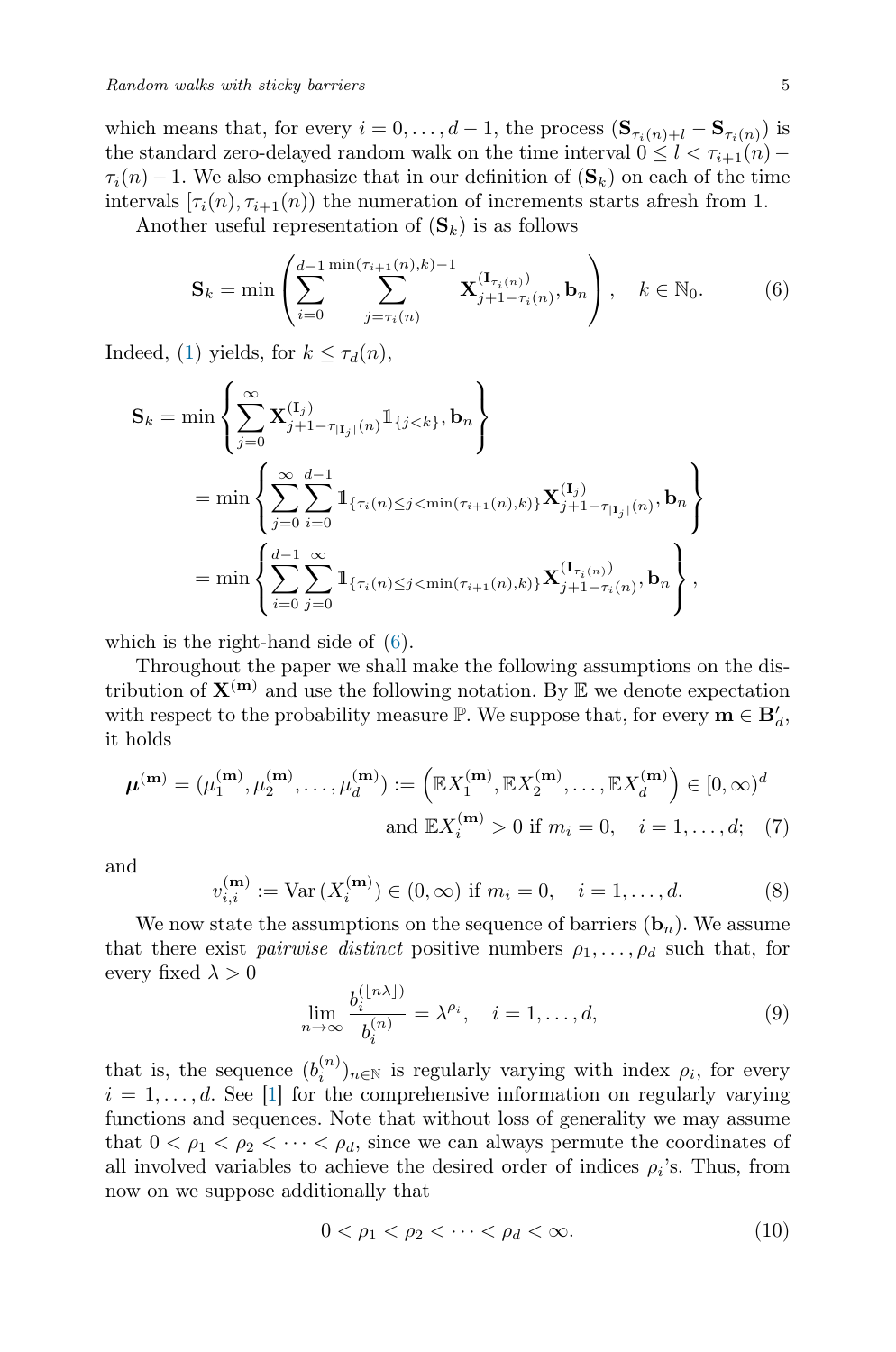which means that, for every $i = 0, \dots, d-1$, the process $(\mathbf{S}_{\tau_i(n)+l} - \mathbf{S}_{\tau_i(n)})$ is the standard zero-delayed random walk on the time interval $0 \le l < \tau_{i+1}(n) - \tau_i(n) - 1$. We also emphasize that in our definition of $(\mathbf{S}_k)$ on each of the time intervals $[\tau_i(n), \tau_{i+1}(n))$ the numeration of increments starts afresh from 1.

Another useful representation of $(\mathbf{S}_k)$ is as follows

$$\mathbf{S}_k = \min\left( \sum_{i=0}^{d-1} \sum_{j=\tau_i(n)}^{\min(\tau_{i+1}(n),k)-1} \mathbf{X}_{j+1-\tau_i(n)}^{(\mathbf{I}_{\tau_i(n)})}, \mathbf{b}_n \right), \quad k \in \mathbb{N}_0. \tag{6}$$

Indeed, (1) yields, for $k \le \tau_d(n)$,

$$\begin{aligned}
\mathbf{S}_k &= \min\left\{ \sum_{j=0}^{\infty} \mathbf{X}_{j+1-\tau_{|\mathbf{I}_j|}(n)}^{(\mathbf{I}_j)} \mathbb{1}_{\{j<k\}}, \mathbf{b}_n \right\} \\
&= \min\left\{ \sum_{j=0}^{\infty} \sum_{i=0}^{d-1} \mathbb{1}_{\{\tau_i(n) \le j < \min(\tau_{i+1}(n),k)\}} \mathbf{X}_{j+1-\tau_{|\mathbf{I}_j|}(n)}^{(\mathbf{I}_j)}, \mathbf{b}_n \right\} \\
&= \min\left\{ \sum_{i=0}^{d-1} \sum_{j=0}^{\infty} \mathbb{1}_{\{\tau_i(n) \le j < \min(\tau_{i+1}(n),k)\}} \mathbf{X}_{j+1-\tau_i(n)}^{(\mathbf{I}_{\tau_i(n)})}, \mathbf{b}_n \right\},
\end{aligned}$$

which is the right-hand side of (6).

Throughout the paper we shall make the following assumptions on the distribution of $\mathbf{X}^{(\mathbf{m})}$ and use the following notation. By $\mathbb{E}$ we denote expectation with respect to the probability measure $\mathbb{P}$. We suppose that, for every $\mathbf{m} \in \mathbf{B}'_d$, it holds

$$\begin{aligned}
\boldsymbol{\mu}^{(\mathbf{m})} = (\mu_1^{(\mathbf{m})}, \mu_2^{(\mathbf{m})}, \dots, \mu_d^{(\mathbf{m})}) &:= \left( \mathbb{E}X_1^{(\mathbf{m})}, \mathbb{E}X_2^{(\mathbf{m})}, \dots, \mathbb{E}X_d^{(\mathbf{m})} \right) \in [0,\infty)^d \\
&\text{and } \mathbb{E}X_i^{(\mathbf{m})} > 0 \text{ if } m_i = 0, \quad i = 1, \dots, d;
\end{aligned} \tag{7}$$

and

$$v_{i,i}^{(\mathbf{m})} := \mathrm{Var}\,(X_i^{(\mathbf{m})}) \in (0,\infty) \text{ if } m_i = 0, \quad i = 1, \dots, d. \tag{8}$$

We now state the assumptions on the sequence of barriers $(\mathbf{b}_n)$. We assume that there exist *pairwise distinct* positive numbers $\rho_1, \dots, \rho_d$ such that, for every fixed $\lambda > 0$

$$\lim_{n\to\infty} \frac{b_i^{(\lfloor n\lambda \rfloor)}}{b_i^{(n)}} = \lambda^{\rho_i}, \quad i = 1, \dots, d, \tag{9}$$

that is, the sequence $(b_i^{(n)})_{n\in\mathbb{N}}$ is regularly varying with index $\rho_i$, for every $i = 1, \dots, d$. See [1] for the comprehensive information on regularly varying functions and sequences. Note that without loss of generality we may assume that $0 < \rho_1 < \rho_2 < \dots < \rho_d$, since we can always permute the coordinates of all involved variables to achieve the desired order of indices $\rho_i$'s. Thus, from now on we suppose additionally that

$$0 < \rho_1 < \rho_2 < \dots < \rho_d < \infty. \tag{10}$$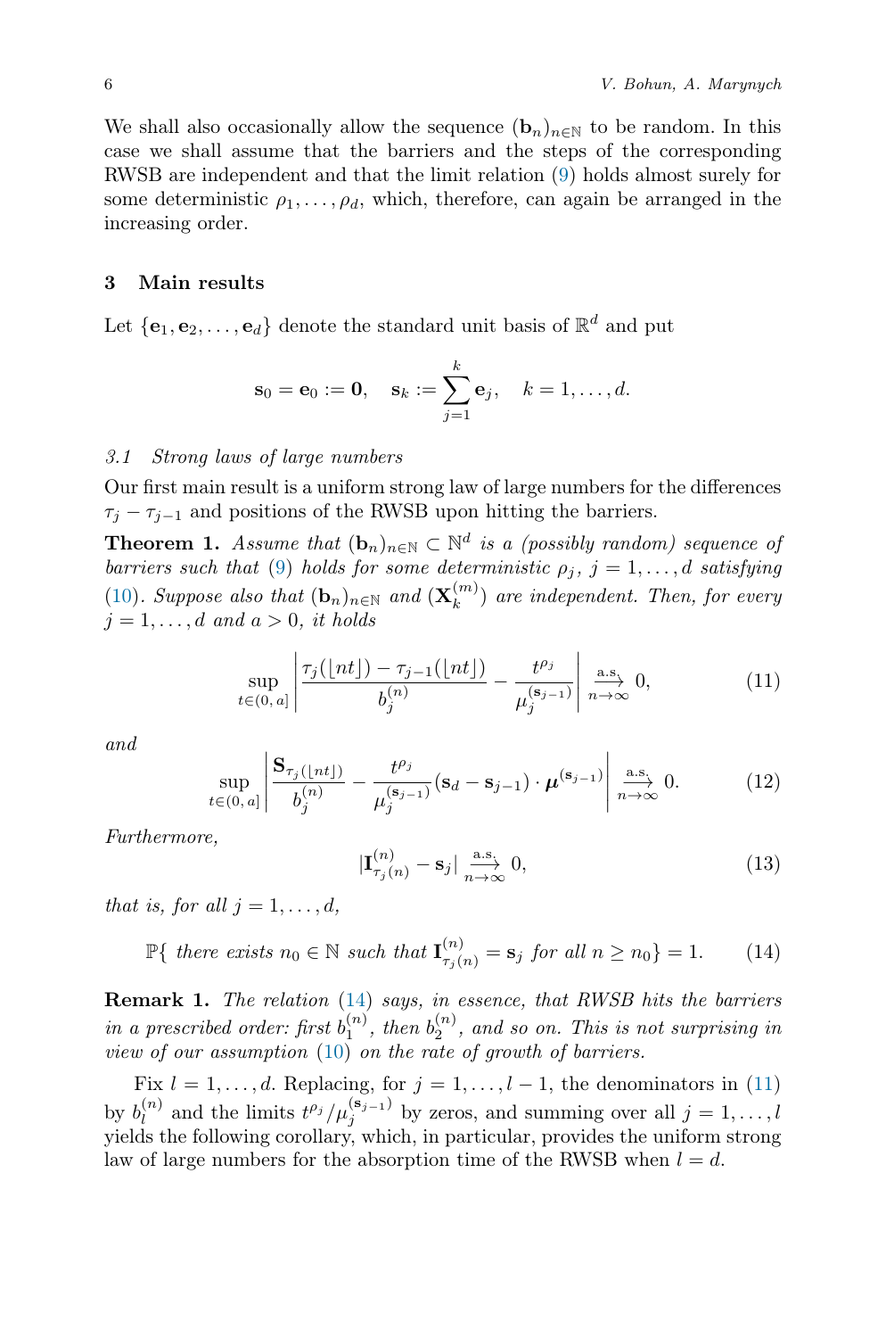We shall also occasionally allow the sequence $(\mathbf{b}_n)_{n\in\mathbb{N}}$ to be random. In this case we shall assume that the barriers and the steps of the corresponding RWSB are independent and that the limit relation (9) holds almost surely for some deterministic $\rho_1,\ldots,\rho_d$, which, therefore, can again be arranged in the increasing order.

## 3 Main results

Let $\{\mathbf{e}_1,\mathbf{e}_2,\ldots,\mathbf{e}_d\}$ denote the standard unit basis of $\mathbb{R}^d$ and put

$$\mathbf{s}_0=\mathbf{e}_0:=\mathbf{0},\quad \mathbf{s}_k:=\sum_{j=1}^{k}\mathbf{e}_j,\quad k=1,\ldots,d.$$

### *3.1 Strong laws of large numbers*

Our first main result is a uniform strong law of large numbers for the differences $\tau_j-\tau_{j-1}$ and positions of the RWSB upon hitting the barriers.

**Theorem 1.** *Assume that $(\mathbf{b}_n)_{n\in\mathbb{N}}\subset\mathbb{N}^d$ is a (possibly random) sequence of barriers such that (9) holds for some deterministic $\rho_j$, $j=1,\ldots,d$ satisfying (10). Suppose also that $(\mathbf{b}_n)_{n\in\mathbb{N}}$ and $(\mathbf{X}_k^{(m)})$ are independent. Then, for every $j=1,\ldots,d$ and $a>0$, it holds*

$$\sup_{t\in(0,\,a]}\left|\frac{\tau_j(\lfloor nt\rfloor)-\tau_{j-1}(\lfloor nt\rfloor)}{b_j^{(n)}}-\frac{t^{\rho_j}}{\mu_j^{(\mathbf{s}_{j-1})}}\right|\overset{\text{a.s.}}{\underset{n\to\infty}{\longrightarrow}}0,\tag{11}$$

*and*

$$\sup_{t\in(0,\,a]}\left|\frac{\mathbf{S}_{\tau_j(\lfloor nt\rfloor)}}{b_j^{(n)}}-\frac{t^{\rho_j}}{\mu_j^{(\mathbf{s}_{j-1})}}(\mathbf{s}_d-\mathbf{s}_{j-1})\cdot\boldsymbol{\mu}^{(\mathbf{s}_{j-1})}\right|\overset{\text{a.s.}}{\underset{n\to\infty}{\longrightarrow}}0.\tag{12}$$

*Furthermore,*

$$|\mathbf{I}^{(n)}_{\tau_j(n)}-\mathbf{s}_j|\overset{\text{a.s.}}{\underset{n\to\infty}{\longrightarrow}}0,\tag{13}$$

*that is, for all $j=1,\ldots,d$,*

$$\mathbb{P}\{\text{ there exists } n_0\in\mathbb{N} \text{ such that } \mathbf{I}^{(n)}_{\tau_j(n)}=\mathbf{s}_j \text{ for all } n\geq n_0\}=1.\tag{14}$$

**Remark 1.** *The relation (14) says, in essence, that RWSB hits the barriers in a prescribed order: first $b_1^{(n)}$, then $b_2^{(n)}$, and so on. This is not surprising in view of our assumption (10) on the rate of growth of barriers.*

Fix $l=1,\ldots,d$. Replacing, for $j=1,\ldots,l-1$, the denominators in (11) by $b_l^{(n)}$ and the limits $t^{\rho_j}/\mu_j^{(\mathbf{s}_{j-1})}$ by zeros, and summing over all $j=1,\ldots,l$ yields the following corollary, which, in particular, provides the uniform strong law of large numbers for the absorption time of the RWSB when $l=d$.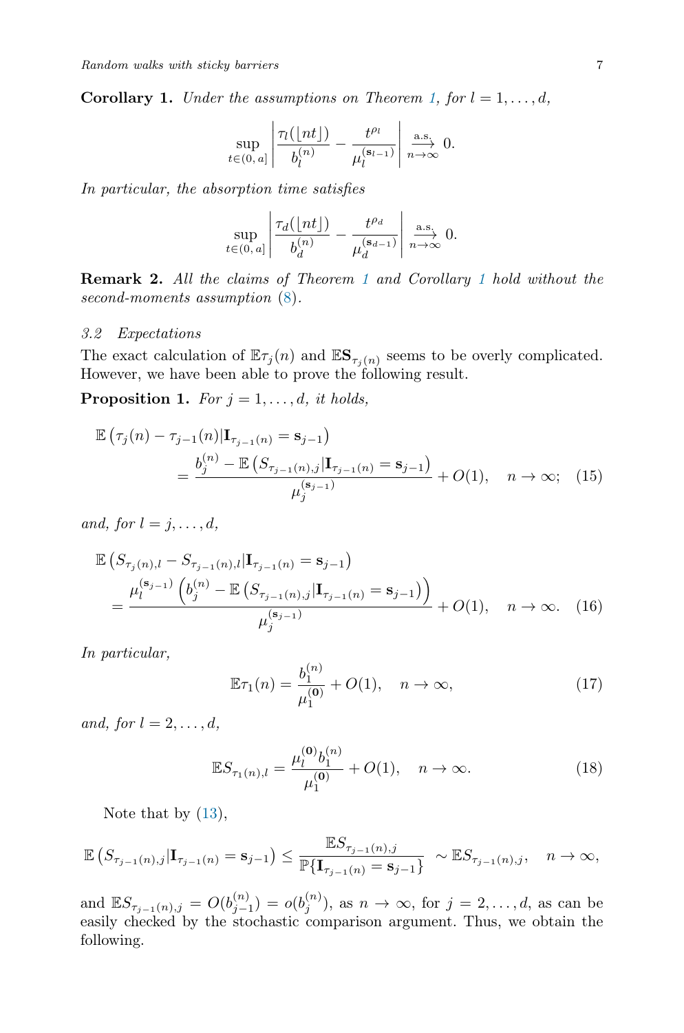**Corollary 1.** *Under the assumptions on Theorem 1, for $l = 1, \ldots, d$,*

$$\sup_{t \in (0,\, a]} \left| \frac{\tau_l(\lfloor nt \rfloor)}{b_l^{(n)}} - \frac{t^{\rho_l}}{\mu_l^{(\mathbf{s}_{l-1})}} \right| \xrightarrow[n\to\infty]{\text{a.s.}} 0.$$

*In particular, the absorption time satisfies*

$$\sup_{t \in (0,\, a]} \left| \frac{\tau_d(\lfloor nt \rfloor)}{b_d^{(n)}} - \frac{t^{\rho_d}}{\mu_d^{(\mathbf{s}_{d-1})}} \right| \xrightarrow[n\to\infty]{\text{a.s.}} 0.$$

**Remark 2.** *All the claims of Theorem 1 and Corollary 1 hold without the second-moments assumption (8).*

### 3.2 Expectations

The exact calculation of $\mathbb{E}\tau_j(n)$ and $\mathbb{E}\mathbf{S}_{\tau_j(n)}$ seems to be overly complicated. However, we have been able to prove the following result.

**Proposition 1.** *For $j = 1, \ldots, d$, it holds,*

$$\mathbb{E}\left(\tau_j(n) - \tau_{j-1}(n) | \mathbf{I}_{\tau_{j-1}(n)} = \mathbf{s}_{j-1}\right) = \frac{b_j^{(n)} - \mathbb{E}\left(S_{\tau_{j-1}(n),j} | \mathbf{I}_{\tau_{j-1}(n)} = \mathbf{s}_{j-1}\right)}{\mu_j^{(\mathbf{s}_{j-1})}} + O(1), \quad n \to \infty; \quad (15)$$

*and, for $l = j, \ldots, d$,*

$$\mathbb{E}\left(S_{\tau_j(n),l} - S_{\tau_{j-1}(n),l} | \mathbf{I}_{\tau_{j-1}(n)} = \mathbf{s}_{j-1}\right) = \frac{\mu_l^{(\mathbf{s}_{j-1})}\left(b_j^{(n)} - \mathbb{E}\left(S_{\tau_{j-1}(n),j} | \mathbf{I}_{\tau_{j-1}(n)} = \mathbf{s}_{j-1}\right)\right)}{\mu_j^{(\mathbf{s}_{j-1})}} + O(1), \quad n \to \infty. \quad (16)$$

*In particular,*

$$\mathbb{E}\tau_1(n) = \frac{b_1^{(n)}}{\mu_1^{(\mathbf{0})}} + O(1), \quad n \to \infty, \quad (17)$$

*and, for $l = 2, \ldots, d$,*

$$\mathbb{E}S_{\tau_1(n),l} = \frac{\mu_l^{(\mathbf{0})} b_1^{(n)}}{\mu_1^{(\mathbf{0})}} + O(1), \quad n \to \infty. \quad (18)$$

Note that by (13),

$$\mathbb{E}\left(S_{\tau_{j-1}(n),j} | \mathbf{I}_{\tau_{j-1}(n)} = \mathbf{s}_{j-1}\right) \le \frac{\mathbb{E}S_{\tau_{j-1}(n),j}}{\mathbb{P}\{\mathbf{I}_{\tau_{j-1}(n)} = \mathbf{s}_{j-1}\}} \sim \mathbb{E}S_{\tau_{j-1}(n),j}, \quad n \to \infty,$$

and $\mathbb{E}S_{\tau_{j-1}(n),j} = O(b_{j-1}^{(n)}) = o(b_j^{(n)})$, as $n \to \infty$, for $j = 2, \ldots, d$, as can be easily checked by the stochastic comparison argument. Thus, we obtain the following.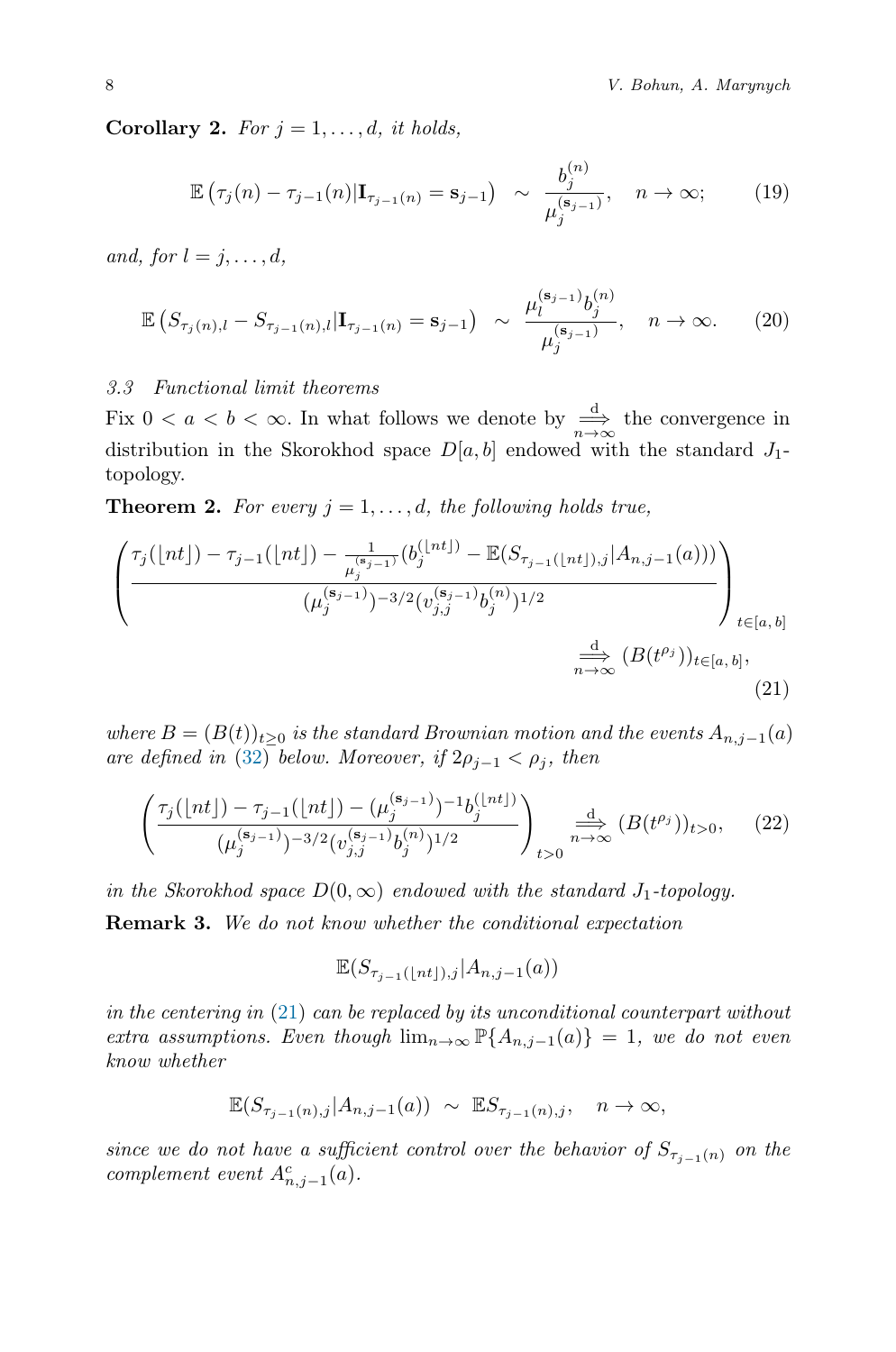**Corollary 2.** *For $j = 1, \ldots, d$, it holds,*

$$\mathbb{E}\left(\tau_j(n) - \tau_{j-1}(n) | \mathbf{I}_{\tau_{j-1}(n)} = \mathbf{s}_{j-1}\right) \ \sim \ \frac{b_j^{(n)}}{\mu_j^{(\mathbf{s}_{j-1})}}, \quad n \to \infty; \tag{19}$$

*and, for $l = j, \ldots, d$,*

$$\mathbb{E}\left(S_{\tau_j(n),l} - S_{\tau_{j-1}(n),l} | \mathbf{I}_{\tau_{j-1}(n)} = \mathbf{s}_{j-1}\right) \ \sim \ \frac{\mu_l^{(\mathbf{s}_{j-1})} b_j^{(n)}}{\mu_j^{(\mathbf{s}_{j-1})}}, \quad n \to \infty. \tag{20}$$

### *3.3 Functional limit theorems*

Fix $0 < a < b < \infty$. In what follows we denote by $\overset{\mathrm{d}}{\underset{n\to\infty}{\Longrightarrow}}$ the convergence in distribution in the Skorokhod space $D[a, b]$ endowed with the standard $J_1$-topology.

**Theorem 2.** *For every $j = 1, \ldots, d$, the following holds true,*

$$\left( \frac{\tau_j(\lfloor nt \rfloor) - \tau_{j-1}(\lfloor nt \rfloor) - \frac{1}{\mu_j^{(\mathbf{s}_{j-1})}}(b_j^{(\lfloor nt \rfloor)} - \mathbb{E}(S_{\tau_{j-1}(\lfloor nt \rfloor),j} | A_{n,j-1}(a)))}{(\mu_j^{(\mathbf{s}_{j-1})})^{-3/2}(v_{j,j}^{(\mathbf{s}_{j-1})} b_j^{(n)})^{1/2}} \right)_{t \in [a,\, b]} \overset{\mathrm{d}}{\underset{n\to\infty}{\Longrightarrow}} (B(t^{\rho_j}))_{t \in [a,\, b]}, \tag{21}$$

*where $B = (B(t))_{t \geq 0}$ is the standard Brownian motion and the events $A_{n,j-1}(a)$ are defined in (32) below. Moreover, if $2\rho_{j-1} < \rho_j$, then*

$$\left( \frac{\tau_j(\lfloor nt \rfloor) - \tau_{j-1}(\lfloor nt \rfloor) - (\mu_j^{(\mathbf{s}_{j-1})})^{-1} b_j^{(\lfloor nt \rfloor)}}{(\mu_j^{(\mathbf{s}_{j-1})})^{-3/2}(v_{j,j}^{(\mathbf{s}_{j-1})} b_j^{(n)})^{1/2}} \right)_{t > 0} \overset{\mathrm{d}}{\underset{n\to\infty}{\Longrightarrow}} (B(t^{\rho_j}))_{t > 0}, \tag{22}$$

*in the Skorokhod space $D(0, \infty)$ endowed with the standard $J_1$-topology.*

**Remark 3.** *We do not know whether the conditional expectation*

$$\mathbb{E}(S_{\tau_{j-1}(\lfloor nt \rfloor),j} | A_{n,j-1}(a))$$

*in the centering in (21) can be replaced by its unconditional counterpart without extra assumptions. Even though $\lim_{n\to\infty} \mathbb{P}\{A_{n,j-1}(a)\} = 1$, we do not even know whether*

$$\mathbb{E}(S_{\tau_{j-1}(n),j} | A_{n,j-1}(a)) \ \sim \ \mathbb{E} S_{\tau_{j-1}(n),j}, \quad n \to \infty,$$

*since we do not have a sufficient control over the behavior of $S_{\tau_{j-1}(n)}$ on the complement event $A_{n,j-1}^c(a)$.*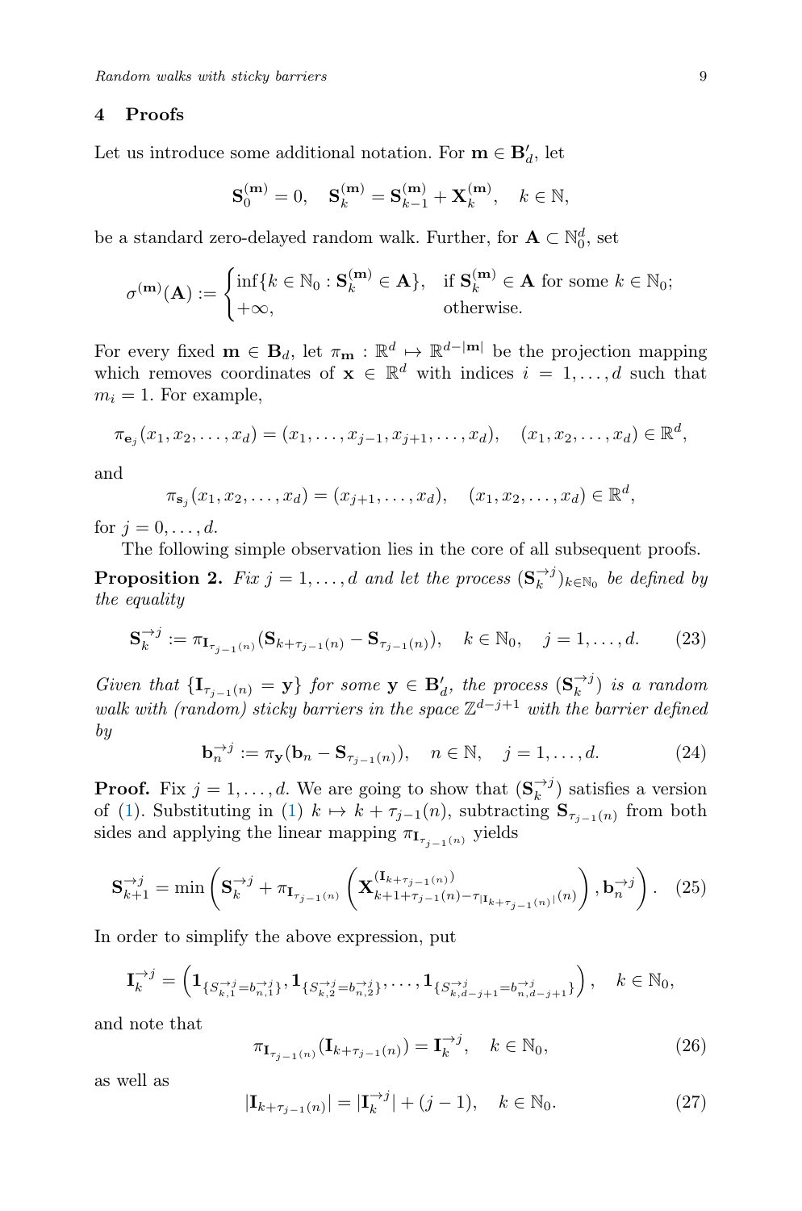## 4 Proofs

Let us introduce some additional notation. For $\mathbf{m} \in \mathbf{B}'_d$, let

$$\mathbf{S}^{(\mathbf{m})}_0 = 0, \quad \mathbf{S}^{(\mathbf{m})}_k = \mathbf{S}^{(\mathbf{m})}_{k-1} + \mathbf{X}^{(\mathbf{m})}_k, \quad k \in \mathbb{N},$$

be a standard zero-delayed random walk. Further, for $\mathbf{A} \subset \mathbb{N}_0^d$, set

$$\sigma^{(\mathbf{m})}(\mathbf{A}) := \begin{cases} \inf\{k \in \mathbb{N}_0 : \mathbf{S}^{(\mathbf{m})}_k \in \mathbf{A}\}, & \text{if } \mathbf{S}^{(\mathbf{m})}_k \in \mathbf{A} \text{ for some } k \in \mathbb{N}_0; \\ +\infty, & \text{otherwise.} \end{cases}$$

For every fixed $\mathbf{m} \in \mathbf{B}_d$, let $\pi_{\mathbf{m}} : \mathbb{R}^d \mapsto \mathbb{R}^{d-|\mathbf{m}|}$ be the projection mapping which removes coordinates of $\mathbf{x} \in \mathbb{R}^d$ with indices $i = 1, \dots, d$ such that $m_i = 1$. For example,

$$\pi_{\mathbf{e}_j}(x_1, x_2, \dots, x_d) = (x_1, \dots, x_{j-1}, x_{j+1}, \dots, x_d), \quad (x_1, x_2, \dots, x_d) \in \mathbb{R}^d,$$

and

$$\pi_{\mathbf{s}_j}(x_1, x_2, \dots, x_d) = (x_{j+1}, \dots, x_d), \quad (x_1, x_2, \dots, x_d) \in \mathbb{R}^d,$$

for $j = 0, \dots, d$.

The following simple observation lies in the core of all subsequent proofs.

**Proposition 2.** *Fix $j = 1, \dots, d$ and let the process $(\mathbf{S}^{\to j}_k)_{k \in \mathbb{N}_0}$ be defined by the equality*

$$\mathbf{S}^{\to j}_k := \pi_{\mathbf{I}_{\tau_{j-1}(n)}}(\mathbf{S}_{k+\tau_{j-1}(n)} - \mathbf{S}_{\tau_{j-1}(n)}), \quad k \in \mathbb{N}_0, \quad j = 1, \dots, d. \tag{23}$$

*Given that $\{\mathbf{I}_{\tau_{j-1}(n)} = \mathbf{y}\}$ for some $\mathbf{y} \in \mathbf{B}'_d$, the process $(\mathbf{S}^{\to j}_k)$ is a random walk with (random) sticky barriers in the space $\mathbb{Z}^{d-j+1}$ with the barrier defined by*

$$\mathbf{b}^{\to j}_n := \pi_{\mathbf{y}}(\mathbf{b}_n - \mathbf{S}_{\tau_{j-1}(n)}), \quad n \in \mathbb{N}, \quad j = 1, \dots, d. \tag{24}$$

**Proof.** Fix $j = 1, \dots, d$. We are going to show that $(\mathbf{S}^{\to j}_k)$ satisfies a version of (1). Substituting in (1) $k \mapsto k + \tau_{j-1}(n)$, subtracting $\mathbf{S}_{\tau_{j-1}(n)}$ from both sides and applying the linear mapping $\pi_{\mathbf{I}_{\tau_{j-1}(n)}}$ yields

$$\mathbf{S}^{\to j}_{k+1} = \min\left(\mathbf{S}^{\to j}_k + \pi_{\mathbf{I}_{\tau_{j-1}(n)}}\left(\mathbf{X}^{(\mathbf{I}_{k+\tau_{j-1}(n)})}_{k+1+\tau_{j-1}(n)-\tau_{|\mathbf{I}_{k+\tau_{j-1}(n)}|}(n)}\right), \mathbf{b}^{\to j}_n\right). \tag{25}$$

In order to simplify the above expression, put

$$\mathbf{I}^{\to j}_k = \left(\mathbf{1}_{\{S^{\to j}_{k,1} = b^{\to j}_{n,1}\}}, \mathbf{1}_{\{S^{\to j}_{k,2} = b^{\to j}_{n,2}\}}, \dots, \mathbf{1}_{\{S^{\to j}_{k,d-j+1} = b^{\to j}_{n,d-j+1}\}}\right), \quad k \in \mathbb{N}_0,$$

and note that

$$\pi_{\mathbf{I}_{\tau_{j-1}(n)}}(\mathbf{I}_{k+\tau_{j-1}(n)}) = \mathbf{I}^{\to j}_k, \quad k \in \mathbb{N}_0, \tag{26}$$

as well as

$$|\mathbf{I}_{k+\tau_{j-1}(n)}| = |\mathbf{I}^{\to j}_k| + (j-1), \quad k \in \mathbb{N}_0. \tag{27}$$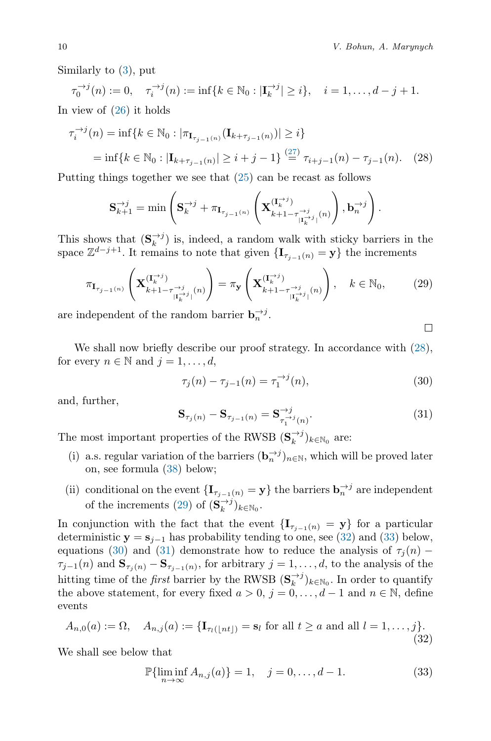Similarly to (3), put

$$\tau_0^{\to j}(n) := 0, \quad \tau_i^{\to j}(n) := \inf\{k \in \mathbb{N}_0 : |\mathbf{I}_k^{\to j}| \geq i\}, \quad i = 1, \dots, d-j+1.$$

In view of (26) it holds

$$\begin{aligned}\tau_i^{\to j}(n) &= \inf\{k \in \mathbb{N}_0 : |\pi_{\mathbf{I}_{\tau_{j-1}(n)}}(\mathbf{I}_{k+\tau_{j-1}(n)})| \geq i\} \\ &= \inf\{k \in \mathbb{N}_0 : |\mathbf{I}_{k+\tau_{j-1}(n)}| \geq i+j-1\} \overset{(27)}{=} \tau_{i+j-1}(n) - \tau_{j-1}(n). \end{aligned} \quad (28)$$

Putting things together we see that (25) can be recast as follows

$$\mathbf{S}_{k+1}^{\to j} = \min\left(\mathbf{S}_k^{\to j} + \pi_{\mathbf{I}_{\tau_{j-1}(n)}}\left(\mathbf{X}_{k+1-\tau^{\to j}_{|\mathbf{I}_k^{\to j}|}(n)}^{(\mathbf{I}_k^{\to j})}\right), \mathbf{b}_n^{\to j}\right).$$

This shows that $(\mathbf{S}_k^{\to j})$ is, indeed, a random walk with sticky barriers in the space $\mathbb{Z}^{d-j+1}$. It remains to note that given $\{\mathbf{I}_{\tau_{j-1}(n)} = \mathbf{y}\}$ the increments

$$\pi_{\mathbf{I}_{\tau_{j-1}(n)}}\left(\mathbf{X}_{k+1-\tau^{\to j}_{|\mathbf{I}_k^{\to j}|}(n)}^{(\mathbf{I}_k^{\to j})}\right) = \pi_{\mathbf{y}}\left(\mathbf{X}_{k+1-\tau^{\to j}_{|\mathbf{I}_k^{\to j}|}(n)}^{(\mathbf{I}_k^{\to j})}\right), \quad k \in \mathbb{N}_0, \quad (29)$$

are independent of the random barrier $\mathbf{b}_n^{\to j}$. □

We shall now briefly describe our proof strategy. In accordance with (28), for every $n \in \mathbb{N}$ and $j = 1, \dots, d$,

$$\tau_j(n) - \tau_{j-1}(n) = \tau_1^{\to j}(n), \quad (30)$$

and, further,

$$\mathbf{S}_{\tau_j(n)} - \mathbf{S}_{\tau_{j-1}(n)} = \mathbf{S}^{\to j}_{\tau_1^{\to j}(n)}. \quad (31)$$

The most important properties of the RWSB $(\mathbf{S}_k^{\to j})_{k\in\mathbb{N}_0}$ are:

(i) a.s. regular variation of the barriers $(\mathbf{b}_n^{\to j})_{n\in\mathbb{N}}$, which will be proved later on, see formula (38) below;

(ii) conditional on the event $\{\mathbf{I}_{\tau_{j-1}(n)} = \mathbf{y}\}$ the barriers $\mathbf{b}_n^{\to j}$ are independent of the increments (29) of $(\mathbf{S}_k^{\to j})_{k\in\mathbb{N}_0}$.

In conjunction with the fact that the event $\{\mathbf{I}_{\tau_{j-1}(n)} = \mathbf{y}\}$ for a particular deterministic $\mathbf{y} = \mathbf{s}_{j-1}$ has probability tending to one, see (32) and (33) below, equations (30) and (31) demonstrate how to reduce the analysis of $\tau_j(n) - \tau_{j-1}(n)$ and $\mathbf{S}_{\tau_j(n)} - \mathbf{S}_{\tau_{j-1}(n)}$, for arbitrary $j = 1, \dots, d$, to the analysis of the hitting time of the *first* barrier by the RWSB $(\mathbf{S}_k^{\to j})_{k\in\mathbb{N}_0}$. In order to quantify the above statement, for every fixed $a > 0$, $j = 0, \dots, d-1$ and $n \in \mathbb{N}$, define events

$$A_{n,0}(a) := \Omega, \quad A_{n,j}(a) := \{\mathbf{I}_{\tau_l(\lfloor nt\rfloor)} = \mathbf{s}_l \text{ for all } t \geq a \text{ and all } l = 1, \dots, j\}. \quad (32)$$

We shall see below that

$$\mathbb{P}\{\liminf_{n\to\infty} A_{n,j}(a)\} = 1, \quad j = 0, \dots, d-1. \quad (33)$$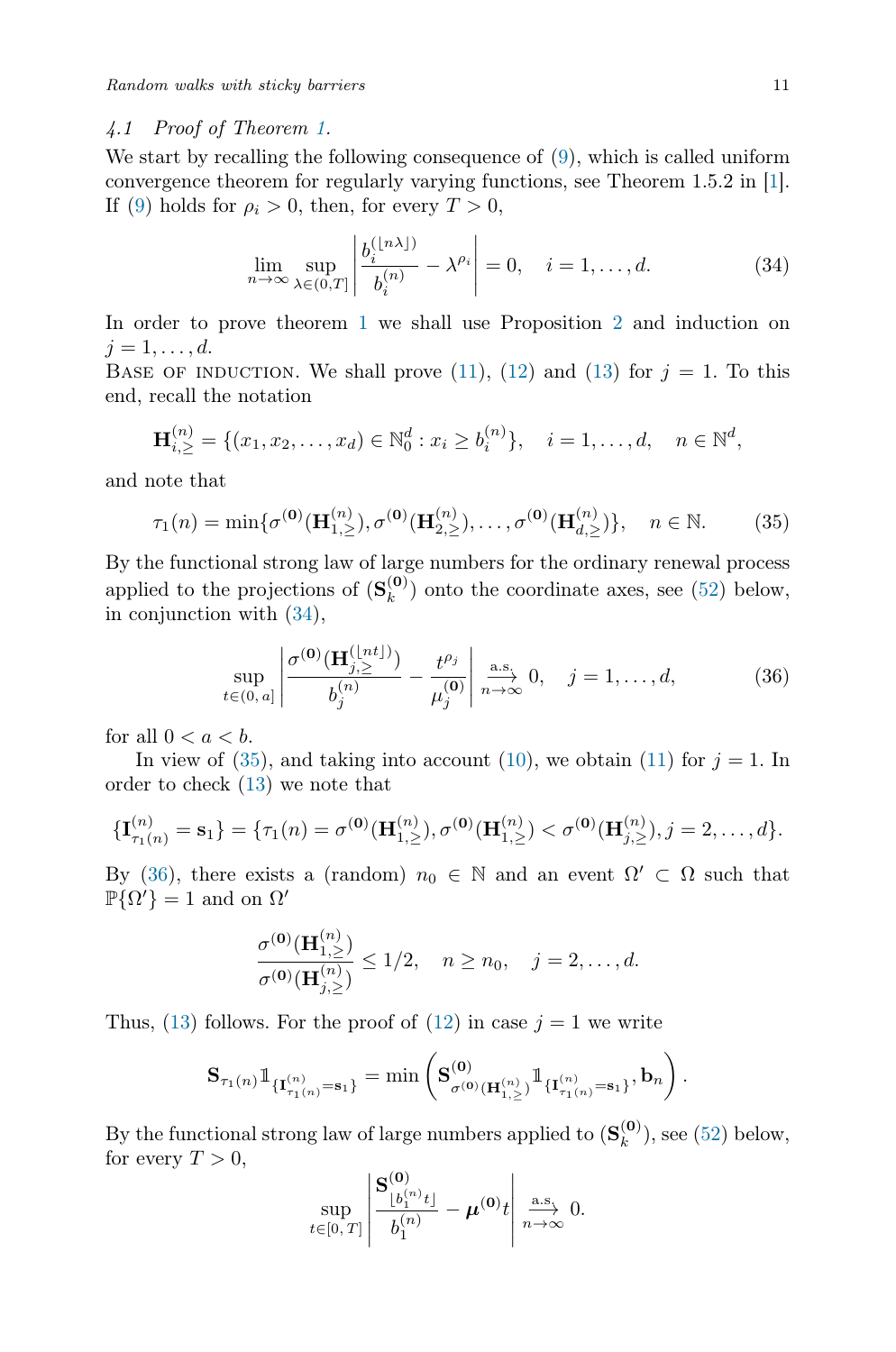*4.1 Proof of Theorem 1.*

We start by recalling the following consequence of (9), which is called uniform convergence theorem for regularly varying functions, see Theorem 1.5.2 in [1]. If (9) holds for $\rho_i > 0$, then, for every $T > 0$,

$$\lim_{n\to\infty} \sup_{\lambda\in(0,T]} \left| \frac{b_i^{(\lfloor n\lambda \rfloor)}}{b_i^{(n)}} - \lambda^{\rho_i} \right| = 0, \quad i = 1, \dots, d. \tag{34}$$

In order to prove theorem 1 we shall use Proposition 2 and induction on $j = 1, \dots, d$.

Base of induction. We shall prove (11), (12) and (13) for $j = 1$. To this end, recall the notation

$$\mathbf{H}_{i,\geq}^{(n)} = \{(x_1, x_2, \dots, x_d) \in \mathbb{N}_0^d : x_i \geq b_i^{(n)}\}, \quad i = 1, \dots, d, \quad n \in \mathbb{N}^d,$$

and note that

$$\tau_1(n) = \min\{\sigma^{(\mathbf{0})}(\mathbf{H}_{1,\geq}^{(n)}), \sigma^{(\mathbf{0})}(\mathbf{H}_{2,\geq}^{(n)}), \dots, \sigma^{(\mathbf{0})}(\mathbf{H}_{d,\geq}^{(n)})\}, \quad n \in \mathbb{N}. \tag{35}$$

By the functional strong law of large numbers for the ordinary renewal process applied to the projections of $(\mathbf{S}_k^{(\mathbf{0})})$ onto the coordinate axes, see (52) below, in conjunction with (34),

$$\sup_{t\in(0,a]} \left| \frac{\sigma^{(\mathbf{0})}(\mathbf{H}_{j,\geq}^{(\lfloor nt \rfloor)})}{b_j^{(n)}} - \frac{t^{\rho_j}}{\mu_j^{(\mathbf{0})}} \right| \xrightarrow[n\to\infty]{\text{a.s.}} 0, \quad j = 1, \dots, d, \tag{36}$$

for all $0 < a < b$.

In view of (35), and taking into account (10), we obtain (11) for $j = 1$. In order to check (13) we note that

$$\{\mathbf{I}_{\tau_1(n)}^{(n)} = \mathbf{s}_1\} = \{\tau_1(n) = \sigma^{(\mathbf{0})}(\mathbf{H}_{1,\geq}^{(n)}), \sigma^{(\mathbf{0})}(\mathbf{H}_{1,\geq}^{(n)}) < \sigma^{(\mathbf{0})}(\mathbf{H}_{j,\geq}^{(n)}), j = 2, \dots, d\}.$$

By (36), there exists a (random) $n_0 \in \mathbb{N}$ and an event $\Omega' \subset \Omega$ such that $\mathbb{P}\{\Omega'\} = 1$ and on $\Omega'$

$$\frac{\sigma^{(\mathbf{0})}(\mathbf{H}_{1,\geq}^{(n)})}{\sigma^{(\mathbf{0})}(\mathbf{H}_{j,\geq}^{(n)})} \leq 1/2, \quad n \geq n_0, \quad j = 2, \dots, d.$$

Thus, (13) follows. For the proof of (12) in case $j = 1$ we write

$$\mathbf{S}_{\tau_1(n)} \mathbb{1}_{\{\mathbf{I}_{\tau_1(n)}^{(n)} = \mathbf{s}_1\}} = \min\left( \mathbf{S}_{\sigma^{(\mathbf{0})}(\mathbf{H}_{1,\geq}^{(n)})}^{(\mathbf{0})} \mathbb{1}_{\{\mathbf{I}_{\tau_1(n)}^{(n)} = \mathbf{s}_1\}}, \mathbf{b}_n \right).$$

By the functional strong law of large numbers applied to $(\mathbf{S}_k^{(\mathbf{0})})$, see (52) below, for every $T > 0$,

$$\sup_{t\in[0,T]} \left| \frac{\mathbf{S}_{\lfloor b_1^{(n)} t \rfloor}^{(\mathbf{0})}}{b_1^{(n)}} - \boldsymbol{\mu}^{(\mathbf{0})} t \right| \xrightarrow[n\to\infty]{\text{a.s.}} 0.$$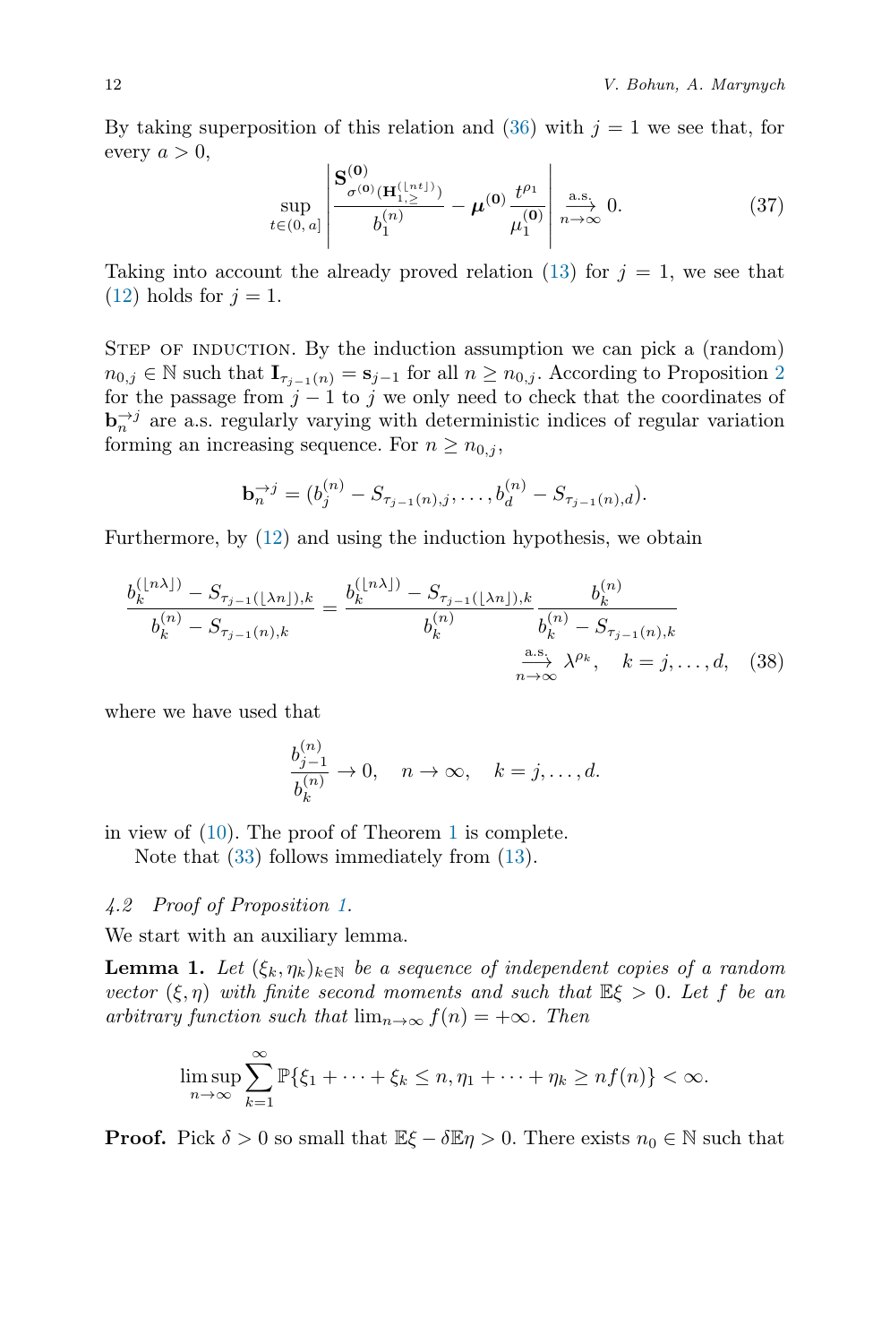By taking superposition of this relation and (36) with $j = 1$ we see that, for every $a > 0$,

$$\sup_{t\in(0,\,a]} \left| \frac{\mathbf{S}^{(\mathbf{0})}_{\sigma^{(\mathbf{0})}(\mathbf{H}^{(\lfloor nt\rfloor)}_{1,\geq})}}{b_1^{(n)}} - \boldsymbol{\mu}^{(\mathbf{0})} \frac{t^{\rho_1}}{\mu_1^{(\mathbf{0})}} \right| \xrightarrow[n\to\infty]{\text{a.s.}} 0. \tag{37}$$

Taking into account the already proved relation (13) for $j = 1$, we see that (12) holds for $j = 1$.

Step of induction. By the induction assumption we can pick a (random) $n_{0,j} \in \mathbb{N}$ such that $\mathbf{I}_{\tau_{j-1}(n)} = \mathbf{s}_{j-1}$ for all $n \geq n_{0,j}$. According to Proposition 2 for the passage from $j-1$ to $j$ we only need to check that the coordinates of $\mathbf{b}_n^{\to j}$ are a.s. regularly varying with deterministic indices of regular variation forming an increasing sequence. For $n \geq n_{0,j}$,

$$\mathbf{b}_n^{\to j} = (b_j^{(n)} - S_{\tau_{j-1}(n),j}, \dots, b_d^{(n)} - S_{\tau_{j-1}(n),d}).$$

Furthermore, by (12) and using the induction hypothesis, we obtain

$$\begin{aligned}\frac{b_k^{(\lfloor n\lambda\rfloor)} - S_{\tau_{j-1}(\lfloor \lambda n\rfloor),k}}{b_k^{(n)} - S_{\tau_{j-1}(n),k}} &= \frac{b_k^{(\lfloor n\lambda\rfloor)} - S_{\tau_{j-1}(\lfloor \lambda n\rfloor),k}}{b_k^{(n)}} \frac{b_k^{(n)}}{b_k^{(n)} - S_{\tau_{j-1}(n),k}} \\ &\xrightarrow[n\to\infty]{\text{a.s.}} \lambda^{\rho_k}, \quad k = j, \dots, d, \end{aligned}\tag{38}$$

where we have used that

$$\frac{b_{j-1}^{(n)}}{b_k^{(n)}} \to 0, \quad n \to \infty, \quad k = j, \dots, d.$$

in view of (10). The proof of Theorem 1 is complete.

Note that (33) follows immediately from (13).

### *4.2 Proof of Proposition 1.*

We start with an auxiliary lemma.

**Lemma 1.** *Let $(\xi_k, \eta_k)_{k\in\mathbb{N}}$ be a sequence of independent copies of a random vector $(\xi, \eta)$ with finite second moments and such that $\mathbb{E}\xi > 0$. Let $f$ be an arbitrary function such that $\lim_{n\to\infty} f(n) = +\infty$. Then*

$$\limsup_{n\to\infty} \sum_{k=1}^{\infty} \mathbb{P}\{\xi_1 + \dots + \xi_k \leq n, \eta_1 + \dots + \eta_k \geq n f(n)\} < \infty.$$

**Proof.** Pick $\delta > 0$ so small that $\mathbb{E}\xi - \delta\mathbb{E}\eta > 0$. There exists $n_0 \in \mathbb{N}$ such that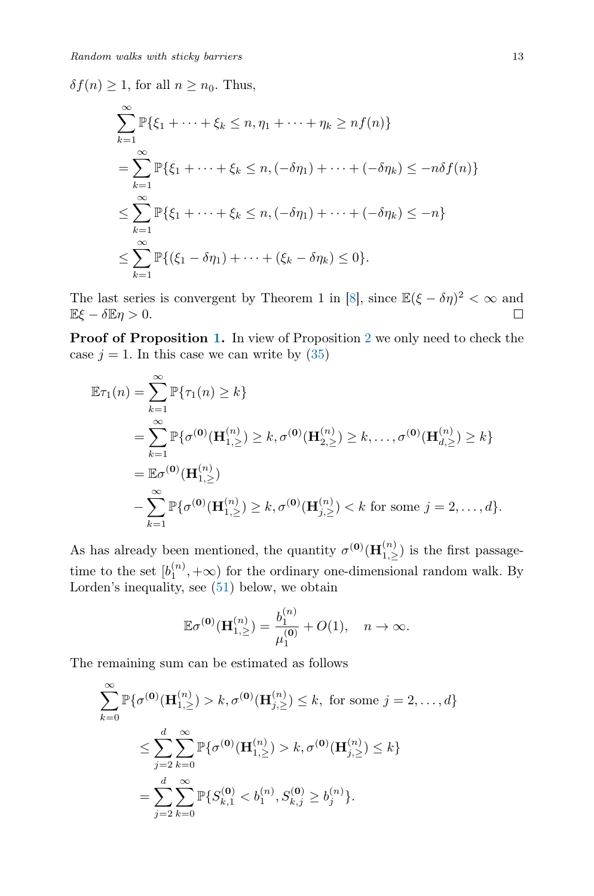$\delta f(n) \geq 1$, for all $n \geq n_0$. Thus,

$$
\begin{aligned}
&\sum_{k=1}^{\infty} \mathbb{P}\{\xi_1 + \cdots + \xi_k \leq n, \eta_1 + \cdots + \eta_k \geq nf(n)\} \\
&= \sum_{k=1}^{\infty} \mathbb{P}\{\xi_1 + \cdots + \xi_k \leq n, (-\delta\eta_1) + \cdots + (-\delta\eta_k) \leq -n\delta f(n)\} \\
&\leq \sum_{k=1}^{\infty} \mathbb{P}\{\xi_1 + \cdots + \xi_k \leq n, (-\delta\eta_1) + \cdots + (-\delta\eta_k) \leq -n\} \\
&\leq \sum_{k=1}^{\infty} \mathbb{P}\{(\xi_1 - \delta\eta_1) + \cdots + (\xi_k - \delta\eta_k) \leq 0\}.
\end{aligned}
$$

The last series is convergent by Theorem 1 in [8], since $\mathbb{E}(\xi - \delta\eta)^2 < \infty$ and $\mathbb{E}\xi - \delta\mathbb{E}\eta > 0$. □

**Proof of Proposition 1.** In view of Proposition 2 we only need to check the case $j = 1$. In this case we can write by (35)

$$
\begin{aligned}
\mathbb{E}\tau_1(n) &= \sum_{k=1}^{\infty} \mathbb{P}\{\tau_1(n) \geq k\} \\
&= \sum_{k=1}^{\infty} \mathbb{P}\{\sigma^{(\mathbf{0})}(\mathbf{H}^{(n)}_{1,\geq}) \geq k, \sigma^{(\mathbf{0})}(\mathbf{H}^{(n)}_{2,\geq}) \geq k, \ldots, \sigma^{(\mathbf{0})}(\mathbf{H}^{(n)}_{d,\geq}) \geq k\} \\
&= \mathbb{E}\sigma^{(\mathbf{0})}(\mathbf{H}^{(n)}_{1,\geq}) \\
&\quad - \sum_{k=1}^{\infty} \mathbb{P}\{\sigma^{(\mathbf{0})}(\mathbf{H}^{(n)}_{1,\geq}) \geq k, \sigma^{(\mathbf{0})}(\mathbf{H}^{(n)}_{j,\geq}) < k \text{ for some } j = 2, \ldots, d\}.
\end{aligned}
$$

As has already been mentioned, the quantity $\sigma^{(\mathbf{0})}(\mathbf{H}^{(n)}_{1,\geq})$ is the first passage-time to the set $[b^{(n)}_1, +\infty)$ for the ordinary one-dimensional random walk. By Lorden's inequality, see (51) below, we obtain

$$
\mathbb{E}\sigma^{(\mathbf{0})}(\mathbf{H}^{(n)}_{1,\geq}) = \frac{b^{(n)}_1}{\mu^{(\mathbf{0})}_1} + O(1), \quad n \to \infty.
$$

The remaining sum can be estimated as follows

$$
\begin{aligned}
&\sum_{k=0}^{\infty} \mathbb{P}\{\sigma^{(\mathbf{0})}(\mathbf{H}^{(n)}_{1,\geq}) > k, \sigma^{(\mathbf{0})}(\mathbf{H}^{(n)}_{j,\geq}) \leq k, \text{ for some } j = 2, \ldots, d\} \\
&\quad \leq \sum_{j=2}^{d} \sum_{k=0}^{\infty} \mathbb{P}\{\sigma^{(\mathbf{0})}(\mathbf{H}^{(n)}_{1,\geq}) > k, \sigma^{(\mathbf{0})}(\mathbf{H}^{(n)}_{j,\geq}) \leq k\} \\
&\quad = \sum_{j=2}^{d} \sum_{k=0}^{\infty} \mathbb{P}\{S^{(\mathbf{0})}_{k,1} < b^{(n)}_1, S^{(\mathbf{0})}_{k,j} \geq b^{(n)}_j\}.
\end{aligned}
$$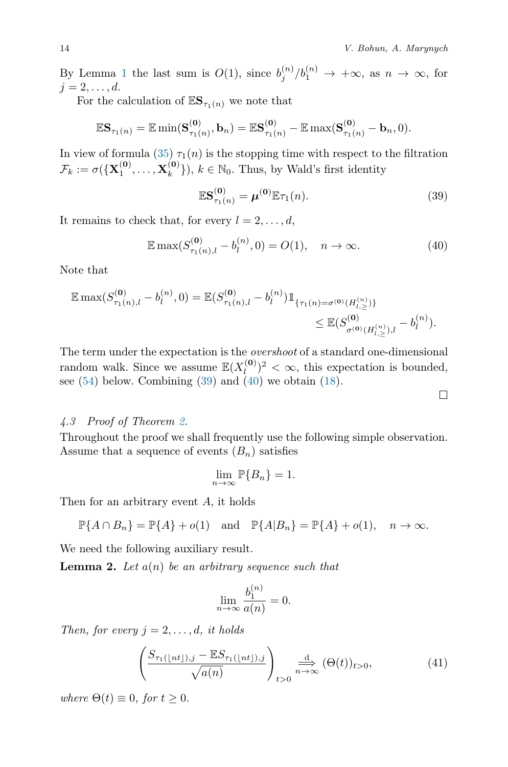By Lemma 1 the last sum is $O(1)$, since $b_j^{(n)}/b_1^{(n)} \to +\infty$, as $n \to \infty$, for $j = 2, \dots, d$.

For the calculation of $\mathbb{E}\mathbf{S}_{\tau_1(n)}$ we note that

$$\mathbb{E}\mathbf{S}_{\tau_1(n)} = \mathbb{E}\min(\mathbf{S}^{(\mathbf{0})}_{\tau_1(n)}, \mathbf{b}_n) = \mathbb{E}\mathbf{S}^{(\mathbf{0})}_{\tau_1(n)} - \mathbb{E}\max(\mathbf{S}^{(\mathbf{0})}_{\tau_1(n)} - \mathbf{b}_n, 0).$$

In view of formula (35) $\tau_1(n)$ is the stopping time with respect to the filtration $\mathcal{F}_k := \sigma(\{\mathbf{X}^{(\mathbf{0})}_1, \dots, \mathbf{X}^{(\mathbf{0})}_k\})$, $k \in \mathbb{N}_0$. Thus, by Wald's first identity

$$\mathbb{E}\mathbf{S}^{(\mathbf{0})}_{\tau_1(n)} = \boldsymbol{\mu}^{(\mathbf{0})}\mathbb{E}\tau_1(n). \tag{39}$$

It remains to check that, for every $l = 2, \dots, d$,

$$\mathbb{E}\max(S^{(\mathbf{0})}_{\tau_1(n),l} - b_l^{(n)}, 0) = O(1), \quad n \to \infty. \tag{40}$$

Note that

$$\mathbb{E}\max(S^{(\mathbf{0})}_{\tau_1(n),l} - b_l^{(n)}, 0) = \mathbb{E}(S^{(\mathbf{0})}_{\tau_1(n),l} - b_l^{(n)})\mathbb{1}_{\{\tau_1(n) = \sigma^{(\mathbf{0})}(H^{(n)}_{l,\geq})\}} \\ \leq \mathbb{E}(S^{(\mathbf{0})}_{\sigma^{(\mathbf{0})}(H^{(n)}_{l,\geq}),l} - b_l^{(n)}).$$

The term under the expectation is the *overshoot* of a standard one-dimensional random walk. Since we assume $\mathbb{E}(X_l^{(\mathbf{0})})^2 < \infty$, this expectation is bounded, see (54) below. Combining (39) and (40) we obtain (18).

□

### *4.3 Proof of Theorem 2.*

Throughout the proof we shall frequently use the following simple observation. Assume that a sequence of events $(B_n)$ satisfies

$$\lim_{n\to\infty} \mathbb{P}\{B_n\} = 1.$$

Then for an arbitrary event $A$, it holds

$$\mathbb{P}\{A \cap B_n\} = \mathbb{P}\{A\} + o(1) \quad \text{and} \quad \mathbb{P}\{A | B_n\} = \mathbb{P}\{A\} + o(1), \quad n \to \infty.$$

We need the following auxiliary result.

**Lemma 2.** *Let $a(n)$ be an arbitrary sequence such that*

$$\lim_{n\to\infty} \frac{b_1^{(n)}}{a(n)} = 0.$$

*Then, for every $j = 2, \dots, d$, it holds*

$$\left(\frac{S_{\tau_1(\lfloor nt \rfloor),j} - \mathbb{E}S_{\tau_1(\lfloor nt \rfloor),j}}{\sqrt{a(n)}}\right)_{t>0} \underset{n\to\infty}{\overset{\mathrm{d}}{\Longrightarrow}} (\Theta(t))_{t>0}, \tag{41}$$

*where $\Theta(t) \equiv 0$, for $t \geq 0$.*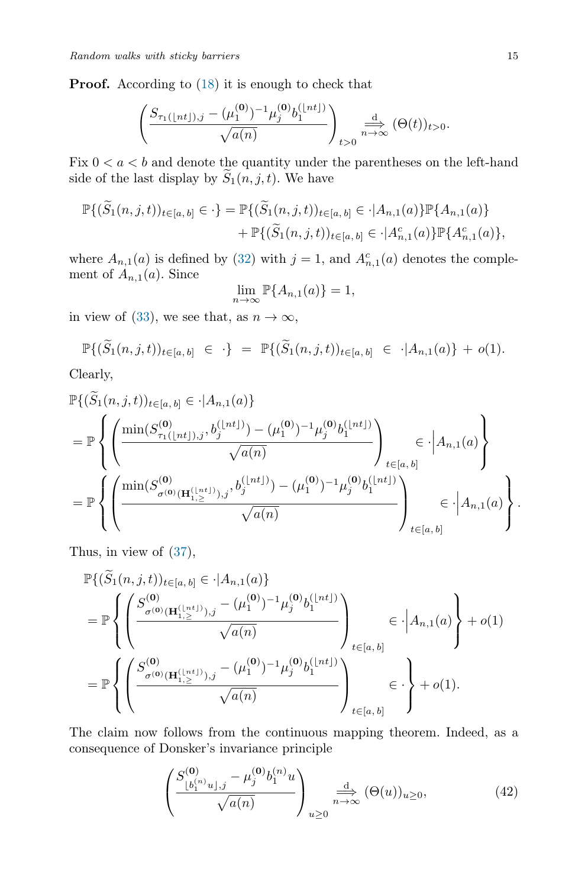**Proof.** According to (18) it is enough to check that

$$\left(\frac{S_{\tau_1(\lfloor nt\rfloor),j}-(\mu_1^{(\mathbf{0})})^{-1}\mu_j^{(\mathbf{0})}b_1^{(\lfloor nt\rfloor)}}{\sqrt{a(n)}}\right)_{t>0}\overset{\mathrm{d}}{\underset{n\to\infty}{\Longrightarrow}}(\Theta(t))_{t>0}.$$

Fix $0<a<b$ and denote the quantity under the parentheses on the left-hand side of the last display by $\widetilde{S}_1(n,j,t)$. We have

$$\begin{aligned}\mathbb{P}\{(\widetilde{S}_1(n,j,t))_{t\in[a,\,b]}\in\cdot\}&=\mathbb{P}\{(\widetilde{S}_1(n,j,t))_{t\in[a,\,b]}\in\cdot|A_{n,1}(a)\}\mathbb{P}\{A_{n,1}(a)\}\\&\quad+\mathbb{P}\{(\widetilde{S}_1(n,j,t))_{t\in[a,\,b]}\in\cdot|A_{n,1}^c(a)\}\mathbb{P}\{A^c_{n,1}(a)\},\end{aligned}$$

where $A_{n,1}(a)$ is defined by (32) with $j=1$, and $A_{n,1}^c(a)$ denotes the complement of $A_{n,1}(a)$. Since

$$\lim_{n\to\infty}\mathbb{P}\{A_{n,1}(a)\}=1,$$

in view of (33), we see that, as $n\to\infty$,

$$\mathbb{P}\{(\widetilde{S}_1(n,j,t))_{t\in[a,\,b]}\;\in\;\cdot\}\;=\;\mathbb{P}\{(\widetilde{S}_1(n,j,t))_{t\in[a,\,b]}\;\in\;\cdot|A_{n,1}(a)\}\;+\;o(1).$$

Clearly,

$$\begin{aligned}&\mathbb{P}\{(\widetilde{S}_1(n,j,t))_{t\in[a,\,b]}\in\cdot|A_{n,1}(a)\}\\&=\mathbb{P}\left\{\left(\frac{\min(S^{(\mathbf{0})}_{\tau_1(\lfloor nt\rfloor),j},b_j^{(\lfloor nt\rfloor)})-(\mu_1^{(\mathbf{0})})^{-1}\mu_j^{(\mathbf{0})}b_1^{(\lfloor nt\rfloor)}}{\sqrt{a(n)}}\right)_{t\in[a,\,b]}\in\cdot\Big|A_{n,1}(a)\right\}\\&=\mathbb{P}\left\{\left(\frac{\min(S^{(\mathbf{0})}_{\sigma^{(\mathbf{0})}(\mathbf{H}^{(\lfloor nt\rfloor)}_{1,\geq}),j},b_j^{(\lfloor nt\rfloor)})-(\mu_1^{(\mathbf{0})})^{-1}\mu_j^{(\mathbf{0})}b_1^{(\lfloor nt\rfloor)}}{\sqrt{a(n)}}\right)_{t\in[a,\,b]}\in\cdot\Big|A_{n,1}(a)\right\}.\end{aligned}$$

Thus, in view of (37),

$$\begin{aligned}&\mathbb{P}\{(\widetilde{S}_1(n,j,t))_{t\in[a,\,b]}\in\cdot|A_{n,1}(a)\}\\&=\mathbb{P}\left\{\left(\frac{S^{(\mathbf{0})}_{\sigma^{(\mathbf{0})}(\mathbf{H}^{(\lfloor nt\rfloor)}_{1,\geq}),j}-(\mu_1^{(\mathbf{0})})^{-1}\mu_j^{(\mathbf{0})}b_1^{(\lfloor nt\rfloor)}}{\sqrt{a(n)}}\right)_{t\in[a,\,b]}\in\cdot\Big|A_{n,1}(a)\right\}+o(1)\\&=\mathbb{P}\left\{\left(\frac{S^{(\mathbf{0})}_{\sigma^{(\mathbf{0})}(\mathbf{H}^{(\lfloor nt\rfloor)}_{1,\geq}),j}-(\mu_1^{(\mathbf{0})})^{-1}\mu_j^{(\mathbf{0})}b_1^{(\lfloor nt\rfloor)}}{\sqrt{a(n)}}\right)_{t\in[a,\,b]}\in\cdot\right\}+o(1).\end{aligned}$$

The claim now follows from the continuous mapping theorem. Indeed, as a consequence of Donsker's invariance principle

$$\left(\frac{S^{(\mathbf{0})}_{\lfloor b_1^{(n)}u\rfloor,j}-\mu_j^{(\mathbf{0})}b_1^{(n)}u}{\sqrt{a(n)}}\right)_{u\geq0}\overset{\mathrm{d}}{\underset{n\to\infty}{\Longrightarrow}}(\Theta(u))_{u\geq0},\tag{42}$$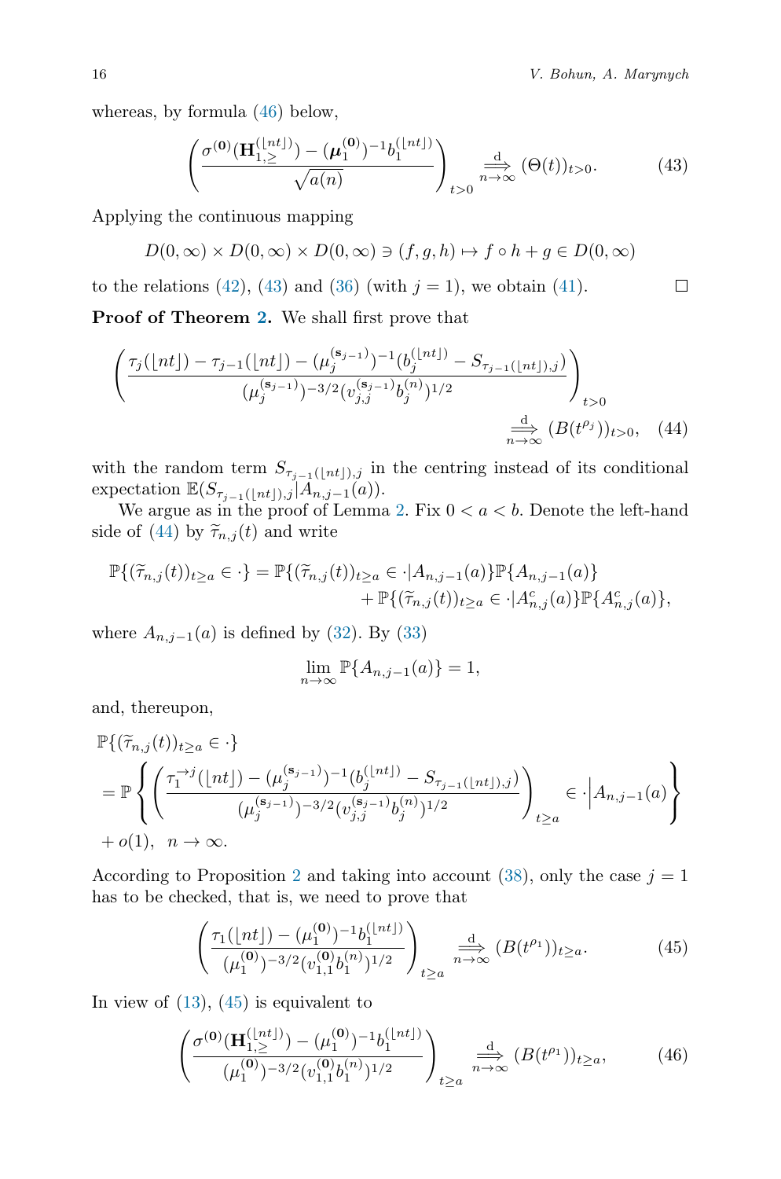whereas, by formula (46) below,

$$\left(\frac{\sigma^{(\mathbf{0})}(\mathbf{H}_{1,\geq}^{(\lfloor nt\rfloor)})-(\boldsymbol{\mu}_1^{(\mathbf{0})})^{-1}b_1^{(\lfloor nt\rfloor)}}{\sqrt{a(n)}}\right)_{t>0}\overset{\mathrm{d}}{\underset{n\to\infty}{\Longrightarrow}}(\Theta(t))_{t>0}. \tag{43}$$

Applying the continuous mapping

$$D(0,\infty)\times D(0,\infty)\times D(0,\infty)\ni(f,g,h)\mapsto f\circ h+g\in D(0,\infty)$$

to the relations (42), (43) and (36) (with $j=1$), we obtain (41). $\square$

**Proof of Theorem 2.** We shall first prove that

$$\left(\frac{\tau_j(\lfloor nt\rfloor)-\tau_{j-1}(\lfloor nt\rfloor)-(\mu_j^{(\mathbf{s}_{j-1})})^{-1}(b_j^{(\lfloor nt\rfloor)}-S_{\tau_{j-1}(\lfloor nt\rfloor),j})}{(\mu_j^{(\mathbf{s}_{j-1})})^{-3/2}(v_{j,j}^{(\mathbf{s}_{j-1})}b_j^{(n)})^{1/2}}\right)_{t>0}$$
$$\overset{\mathrm{d}}{\underset{n\to\infty}{\Longrightarrow}}(B(t^{\rho_j}))_{t>0}, \tag{44}$$

with the random term $S_{\tau_{j-1}(\lfloor nt\rfloor),j}$ in the centring instead of its conditional expectation $\mathbb{E}(S_{\tau_{j-1}(\lfloor nt\rfloor),j}|A_{n,j-1}(a))$.

We argue as in the proof of Lemma 2. Fix $0<a<b$. Denote the left-hand side of (44) by $\widetilde{\tau}_{n,j}(t)$ and write

$$\begin{aligned}\mathbb{P}\{(\widetilde{\tau}_{n,j}(t))_{t\geq a}\in\cdot\}=\mathbb{P}\{(\widetilde{\tau}_{n,j}(t))_{t\geq a}\in\cdot|A_{n,j-1}(a)\}\mathbb{P}\{A_{n,j-1}(a)\}\\+\mathbb{P}\{(\widetilde{\tau}_{n,j}(t))_{t\geq a}\in\cdot|A_{n,j}^c(a)\}\mathbb{P}\{A_{n,j}^c(a)\},\end{aligned}$$

where $A_{n,j-1}(a)$ is defined by (32). By (33)

$$\lim_{n\to\infty}\mathbb{P}\{A_{n,j-1}(a)\}=1,$$

and, thereupon,

$$\begin{aligned}&\mathbb{P}\{(\widetilde{\tau}_{n,j}(t))_{t\geq a}\in\cdot\}\\&=\mathbb{P}\left\{\left(\frac{\tau_1^{\to j}(\lfloor nt\rfloor)-(\mu_j^{(\mathbf{s}_{j-1})})^{-1}(b_j^{(\lfloor nt\rfloor)}-S_{\tau_{j-1}(\lfloor nt\rfloor),j})}{(\mu_j^{(\mathbf{s}_{j-1})})^{-3/2}(v_{j,j}^{(\mathbf{s}_{j-1})}b_j^{(n)})^{1/2}}\right)_{t\geq a}\in\cdot\Big|A_{n,j-1}(a)\right\}\\&+o(1),\ \ n\to\infty.\end{aligned}$$

According to Proposition 2 and taking into account (38), only the case $j=1$ has to be checked, that is, we need to prove that

$$\left(\frac{\tau_1(\lfloor nt\rfloor)-(\mu_1^{(\mathbf{0})})^{-1}b_1^{(\lfloor nt\rfloor)}}{(\mu_1^{(\mathbf{0})})^{-3/2}(v_{1,1}^{(\mathbf{0})}b_1^{(n)})^{1/2}}\right)_{t\geq a}\overset{\mathrm{d}}{\underset{n\to\infty}{\Longrightarrow}}(B(t^{\rho_1}))_{t\geq a}. \tag{45}$$

In view of (13), (45) is equivalent to

$$\left(\frac{\sigma^{(\mathbf{0})}(\mathbf{H}_{1,\geq}^{(\lfloor nt\rfloor)})-(\mu_1^{(\mathbf{0})})^{-1}b_1^{(\lfloor nt\rfloor)}}{(\mu_1^{(\mathbf{0})})^{-3/2}(v_{1,1}^{(\mathbf{0})}b_1^{(n)})^{1/2}}\right)_{t\geq a}\overset{\mathrm{d}}{\underset{n\to\infty}{\Longrightarrow}}(B(t^{\rho_1}))_{t\geq a}, \tag{46}$$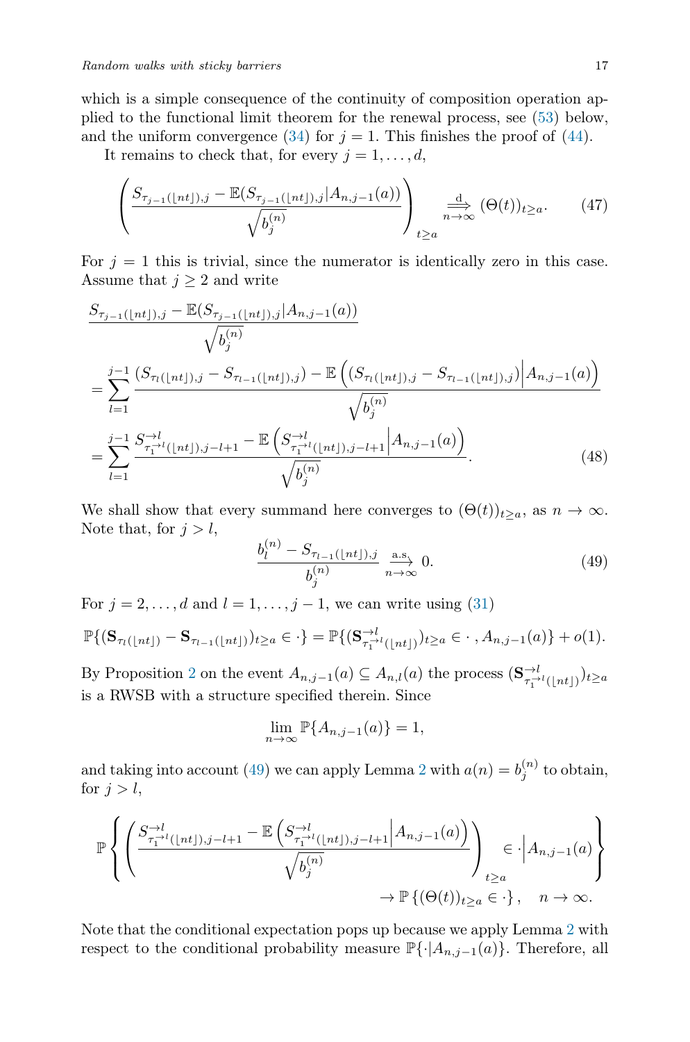which is a simple consequence of the continuity of composition operation applied to the functional limit theorem for the renewal process, see (53) below, and the uniform convergence (34) for $j = 1$. This finishes the proof of (44).

It remains to check that, for every $j = 1, \dots, d$,

$$\left( \frac{S_{\tau_{j-1}(\lfloor nt \rfloor),j} - \mathbb{E}(S_{\tau_{j-1}(\lfloor nt \rfloor),j} | A_{n,j-1}(a))}{\sqrt{b_j^{(n)}}} \right)_{t \ge a} \overset{\mathrm{d}}{\underset{n\to\infty}{\Longrightarrow}} (\Theta(t))_{t \ge a}. \tag{47}$$

For $j = 1$ this is trivial, since the numerator is identically zero in this case. Assume that $j \ge 2$ and write

$$\begin{aligned}
&\frac{S_{\tau_{j-1}(\lfloor nt \rfloor),j} - \mathbb{E}(S_{\tau_{j-1}(\lfloor nt \rfloor),j} | A_{n,j-1}(a))}{\sqrt{b_j^{(n)}}} \\
&= \sum_{l=1}^{j-1} \frac{(S_{\tau_l(\lfloor nt \rfloor),j} - S_{\tau_{l-1}(\lfloor nt \rfloor),j}) - \mathbb{E}\left( (S_{\tau_l(\lfloor nt \rfloor),j} - S_{\tau_{l-1}(\lfloor nt \rfloor),j}) \middle| A_{n,j-1}(a) \right)}{\sqrt{b_j^{(n)}}} \\
&= \sum_{l=1}^{j-1} \frac{S^{\to l}_{\tau_1^{\to l}(\lfloor nt \rfloor),j-l+1} - \mathbb{E}\left( S^{\to l}_{\tau_1^{\to l}(\lfloor nt \rfloor),j-l+1} \middle| A_{n,j-1}(a) \right)}{\sqrt{b_j^{(n)}}}.
\end{aligned} \tag{48}$$

We shall show that every summand here converges to $(\Theta(t))_{t \ge a}$, as $n \to \infty$. Note that, for $j > l$,

$$\frac{b_l^{(n)} - S_{\tau_{l-1}(\lfloor nt \rfloor),j}}{b_j^{(n)}} \overset{\text{a.s.}}{\underset{n\to\infty}{\longrightarrow}} 0. \tag{49}$$

For $j = 2, \dots, d$ and $l = 1, \dots, j-1$, we can write using (31)

$$\mathbb{P}\{(\mathbf{S}_{\tau_l(\lfloor nt \rfloor)} - \mathbf{S}_{\tau_{l-1}(\lfloor nt \rfloor)})_{t \ge a} \in \cdot\} = \mathbb{P}\{(\mathbf{S}^{\to l}_{\tau_1^{\to l}(\lfloor nt \rfloor)})_{t \ge a} \in \cdot\,, A_{n,j-1}(a)\} + o(1).$$

By Proposition 2 on the event $A_{n,j-1}(a) \subseteq A_{n,l}(a)$ the process $(\mathbf{S}^{\to l}_{\tau_1^{\to l}(\lfloor nt \rfloor)})_{t \ge a}$ is a RWSB with a structure specified therein. Since

$$\lim_{n\to\infty} \mathbb{P}\{A_{n,j-1}(a)\} = 1,$$

and taking into account (49) we can apply Lemma 2 with $a(n) = b_j^{(n)}$ to obtain, for $j > l$,

$$\mathbb{P}\left\{ \left( \frac{S^{\to l}_{\tau_1^{\to l}(\lfloor nt \rfloor),j-l+1} - \mathbb{E}\left( S^{\to l}_{\tau_1^{\to l}(\lfloor nt \rfloor),j-l+1} \middle| A_{n,j-1}(a) \right)}{\sqrt{b_j^{(n)}}} \right)_{t \ge a} \in \cdot \middle| A_{n,j-1}(a) \right\} \to \mathbb{P}\left\{ (\Theta(t))_{t \ge a} \in \cdot \right\}, \quad n \to \infty.$$

Note that the conditional expectation pops up because we apply Lemma 2 with respect to the conditional probability measure $\mathbb{P}\{\cdot | A_{n,j-1}(a)\}$. Therefore, all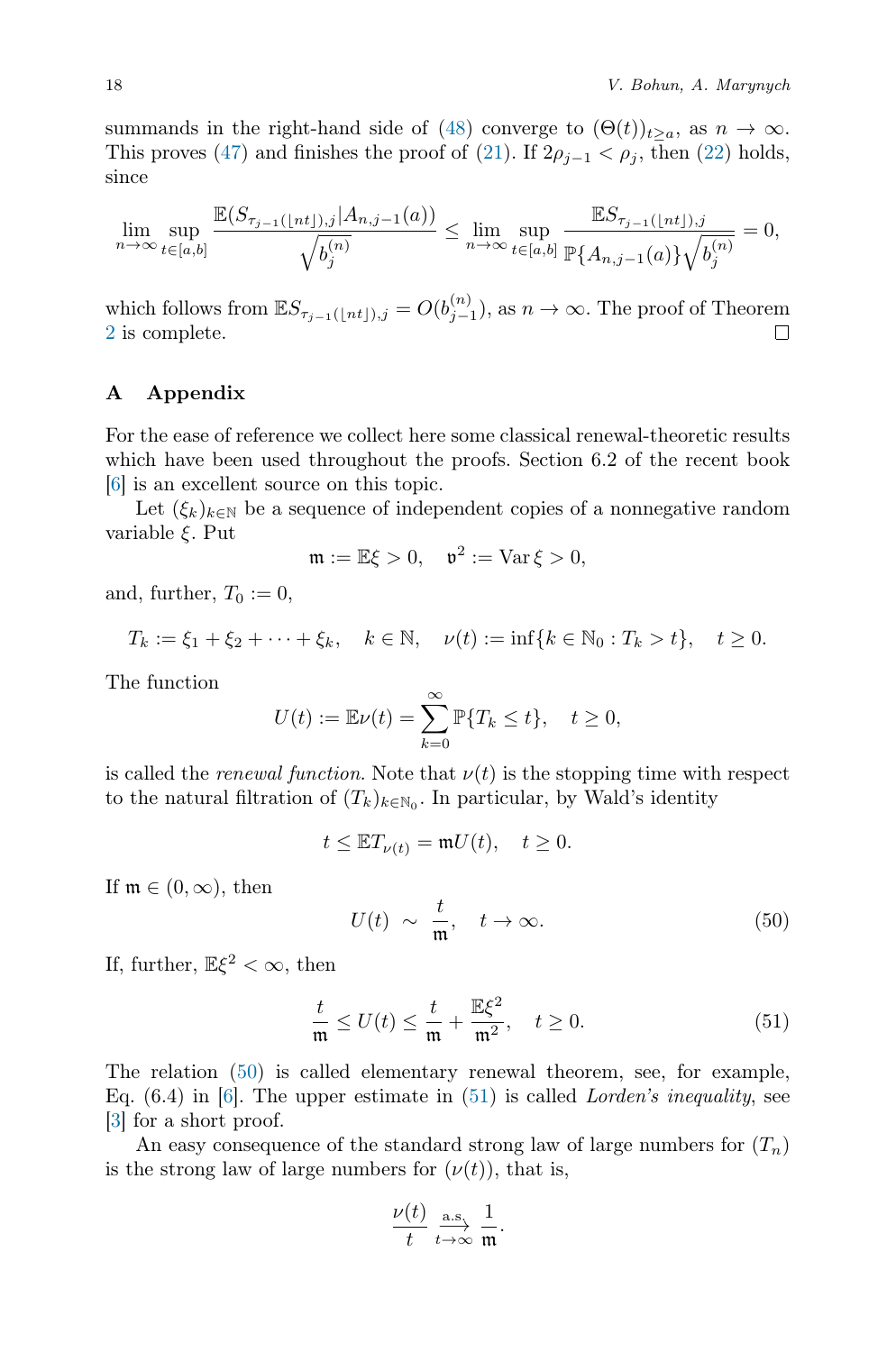summands in the right-hand side of (48) converge to $(\Theta(t))_{t\geq a}$, as $n \to \infty$. This proves (47) and finishes the proof of (21). If $2\rho_{j-1} < \rho_j$, then (22) holds, since

$$\lim_{n\to\infty} \sup_{t\in[a,b]} \frac{\mathbb{E}(S_{\tau_{j-1}(\lfloor nt \rfloor),j} | A_{n,j-1}(a))}{\sqrt{b_j^{(n)}}} \leq \lim_{n\to\infty} \sup_{t\in[a,b]} \frac{\mathbb{E}S_{\tau_{j-1}(\lfloor nt \rfloor),j}}{\mathbb{P}\{A_{n,j-1}(a)\}\sqrt{b_j^{(n)}}} = 0,$$

which follows from $\mathbb{E}S_{\tau_{j-1}(\lfloor nt \rfloor),j} = O(b_{j-1}^{(n)})$, as $n \to \infty$. The proof of Theorem 2 is complete. $\square$

## A Appendix

For the ease of reference we collect here some classical renewal-theoretic results which have been used throughout the proofs. Section 6.2 of the recent book [6] is an excellent source on this topic.

Let $(\xi_k)_{k\in\mathbb{N}}$ be a sequence of independent copies of a nonnegative random variable $\xi$. Put

$$\mathfrak{m} := \mathbb{E}\xi > 0, \quad \mathfrak{v}^2 := \operatorname{Var}\xi > 0,$$

and, further, $T_0 := 0$,

$$T_k := \xi_1 + \xi_2 + \cdots + \xi_k, \quad k \in \mathbb{N}, \quad \nu(t) := \inf\{k \in \mathbb{N}_0 : T_k > t\}, \quad t \geq 0.$$

The function

$$U(t) := \mathbb{E}\nu(t) = \sum_{k=0}^{\infty} \mathbb{P}\{T_k \leq t\}, \quad t \geq 0,$$

is called the *renewal function*. Note that $\nu(t)$ is the stopping time with respect to the natural filtration of $(T_k)_{k\in\mathbb{N}_0}$. In particular, by Wald's identity

$$t \leq \mathbb{E}T_{\nu(t)} = \mathfrak{m}U(t), \quad t \geq 0.$$

If $\mathfrak{m} \in (0, \infty)$, then

$$U(t) \sim \frac{t}{\mathfrak{m}}, \quad t \to \infty. \tag{50}$$

If, further, $\mathbb{E}\xi^2 < \infty$, then

$$\frac{t}{\mathfrak{m}} \leq U(t) \leq \frac{t}{\mathfrak{m}} + \frac{\mathbb{E}\xi^2}{\mathfrak{m}^2}, \quad t \geq 0. \tag{51}$$

The relation (50) is called elementary renewal theorem, see, for example, Eq. (6.4) in [6]. The upper estimate in (51) is called *Lorden's inequality*, see [3] for a short proof.

An easy consequence of the standard strong law of large numbers for $(T_n)$ is the strong law of large numbers for $(\nu(t))$, that is,

$$\frac{\nu(t)}{t} \xrightarrow[t\to\infty]{\text{a.s.}} \frac{1}{\mathfrak{m}}.$$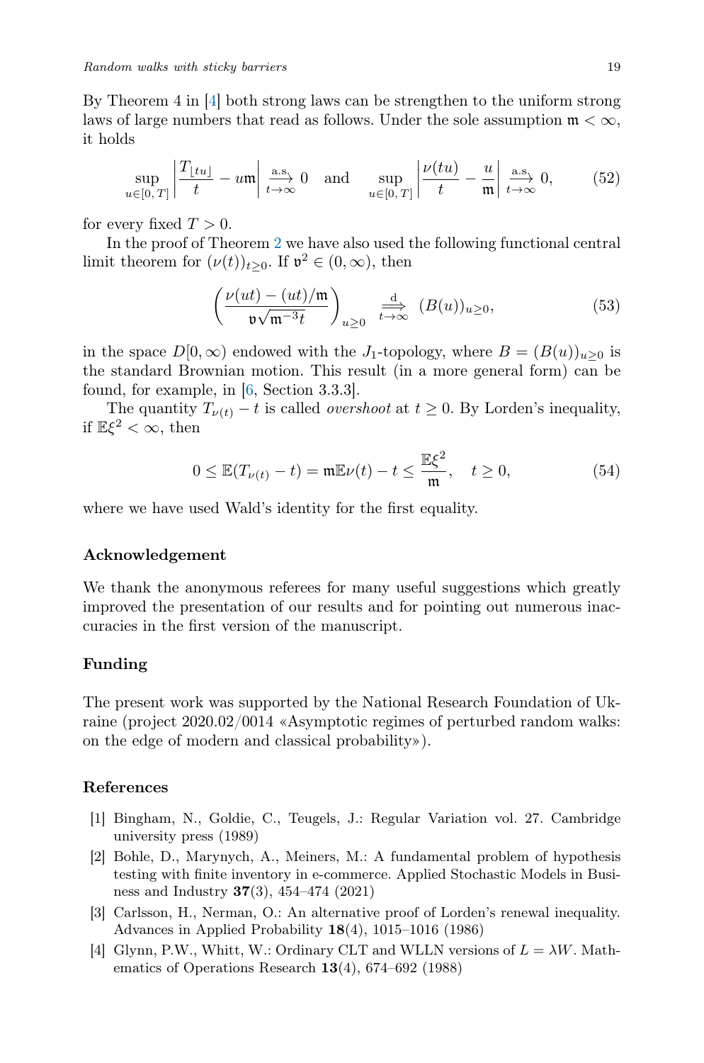By Theorem 4 in [4] both strong laws can be strengthen to the uniform strong laws of large numbers that read as follows. Under the sole assumption $\mathfrak{m} < \infty$, it holds

$$\sup_{u\in[0,\,T]}\left|\frac{T_{\lfloor tu\rfloor}}{t} - u\mathfrak{m}\right| \overset{\text{a.s.}}{\underset{t\to\infty}{\longrightarrow}} 0 \quad \text{and} \quad \sup_{u\in[0,\,T]}\left|\frac{\nu(tu)}{t} - \frac{u}{\mathfrak{m}}\right| \overset{\text{a.s.}}{\underset{t\to\infty}{\longrightarrow}} 0, \tag{52}$$

for every fixed $T > 0$.

In the proof of Theorem 2 we have also used the following functional central limit theorem for $(\nu(t))_{t\geq 0}$. If $\mathfrak{v}^2 \in (0,\infty)$, then

$$\left(\frac{\nu(ut) - (ut)/\mathfrak{m}}{\mathfrak{v}\sqrt{\mathfrak{m}^{-3}t}}\right)_{u\geq 0} \overset{\text{d}}{\underset{t\to\infty}{\Longrightarrow}} (B(u))_{u\geq 0}, \tag{53}$$

in the space $D[0,\infty)$ endowed with the $J_1$-topology, where $B = (B(u))_{u\geq 0}$ is the standard Brownian motion. This result (in a more general form) can be found, for example, in [6, Section 3.3.3].

The quantity $T_{\nu(t)} - t$ is called *overshoot* at $t \geq 0$. By Lorden's inequality, if $\mathbb{E}\xi^2 < \infty$, then

$$0 \leq \mathbb{E}(T_{\nu(t)} - t) = \mathfrak{m}\mathbb{E}\nu(t) - t \leq \frac{\mathbb{E}\xi^2}{\mathfrak{m}}, \quad t \geq 0, \tag{54}$$

where we have used Wald's identity for the first equality.

## Acknowledgement

We thank the anonymous referees for many useful suggestions which greatly improved the presentation of our results and for pointing out numerous inaccuracies in the first version of the manuscript.

## Funding

The present work was supported by the National Research Foundation of Ukraine (project 2020.02/0014 «Asymptotic regimes of perturbed random walks: on the edge of modern and classical probability»).

## References

[1] Bingham, N., Goldie, C., Teugels, J.: Regular Variation vol. 27. Cambridge university press (1989)

[2] Bohle, D., Marynych, A., Meiners, M.: A fundamental problem of hypothesis testing with finite inventory in e-commerce. Applied Stochastic Models in Business and Industry **37**(3), 454–474 (2021)

[3] Carlsson, H., Nerman, O.: An alternative proof of Lorden's renewal inequality. Advances in Applied Probability **18**(4), 1015–1016 (1986)

[4] Glynn, P.W., Whitt, W.: Ordinary CLT and WLLN versions of $L = \lambda W$. Mathematics of Operations Research **13**(4), 674–692 (1988)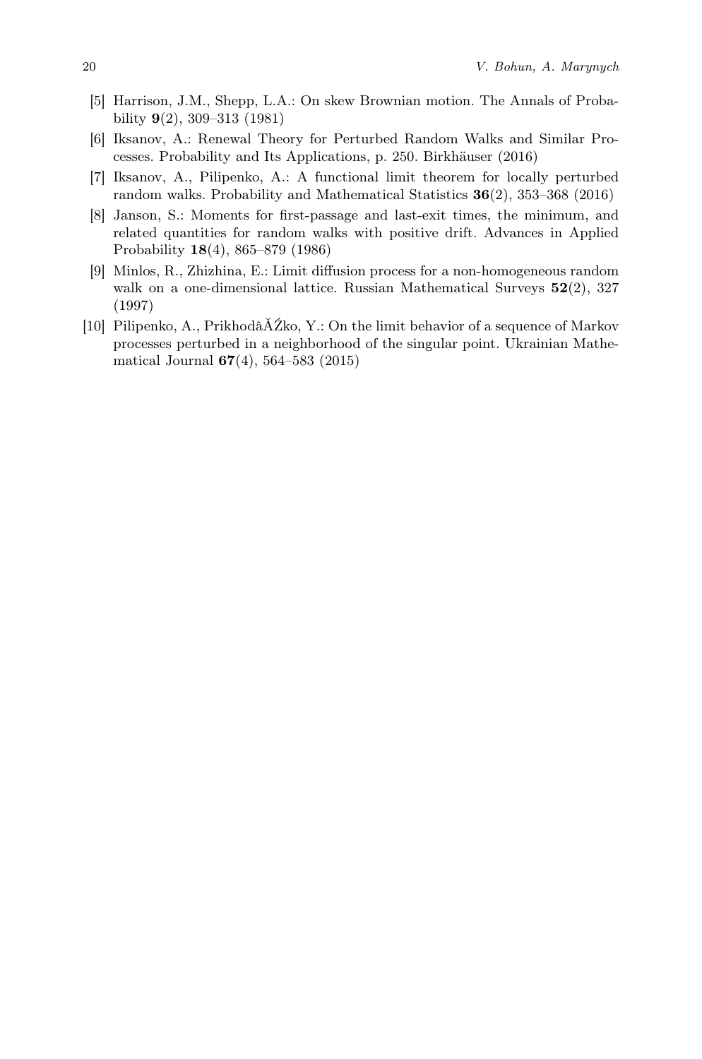[5] Harrison, J.M., Shepp, L.A.: On skew Brownian motion. The Annals of Probability **9**(2), 309–313 (1981)

[6] Iksanov, A.: Renewal Theory for Perturbed Random Walks and Similar Processes. Probability and Its Applications, p. 250. Birkhäuser (2016)

[7] Iksanov, A., Pilipenko, A.: A functional limit theorem for locally perturbed random walks. Probability and Mathematical Statistics **36**(2), 353–368 (2016)

[8] Janson, S.: Moments for first-passage and last-exit times, the minimum, and related quantities for random walks with positive drift. Advances in Applied Probability **18**(4), 865–879 (1986)

[9] Minlos, R., Zhizhina, E.: Limit diffusion process for a non-homogeneous random walk on a one-dimensional lattice. Russian Mathematical Surveys **52**(2), 327 (1997)

[10] Pilipenko, A., PrikhodâĂŹko, Y.: On the limit behavior of a sequence of Markov processes perturbed in a neighborhood of the singular point. Ukrainian Mathematical Journal **67**(4), 564–583 (2015)